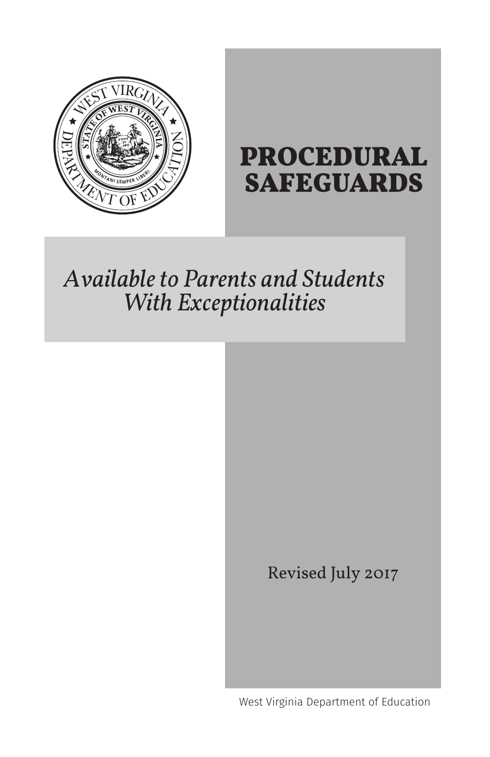# PROCEDURAL SAFEGUARDS

*Available to Parents and Students With Exceptionalities*

Revised July 2017

West Virginia Department of Education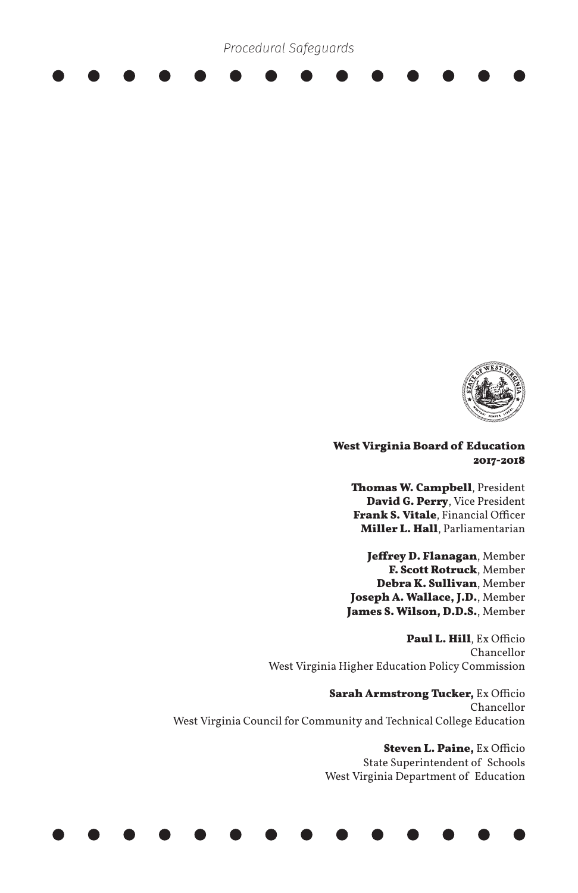**West Virginia Board of Education**
**2017-2018**

**Thomas W. Campbell**, President
**David G. Perry**, Vice President
**Frank S. Vitale**, Financial Officer
**Miller L. Hall**, Parliamentarian

**Jeffrey D. Flanagan**, Member
**F. Scott Rotruck**, Member
**Debra K. Sullivan**, Member
**Joseph A. Wallace, J.D.**, Member
**James S. Wilson, D.D.S.**, Member

**Paul L. Hill**, Ex Officio
Chancellor
West Virginia Higher Education Policy Commission

**Sarah Armstrong Tucker,** Ex Officio
Chancellor
West Virginia Council for Community and Technical College Education

**Steven L. Paine,** Ex Officio
State Superintendent of Schools
West Virginia Department of Education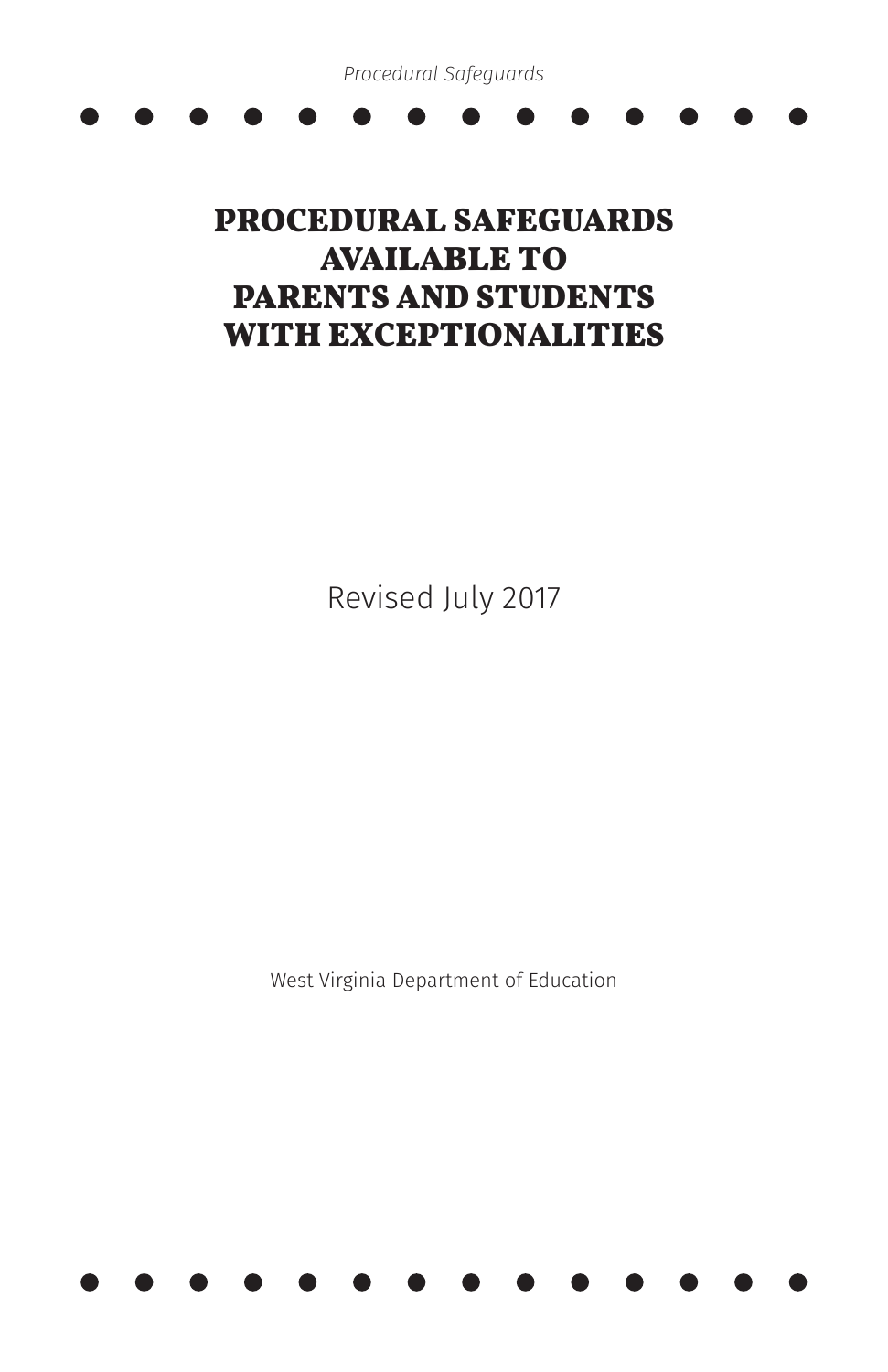# PROCEDURAL SAFEGUARDS AVAILABLE TO PARENTS AND STUDENTS WITH EXCEPTIONALITIES

Revised July 2017

West Virginia Department of Education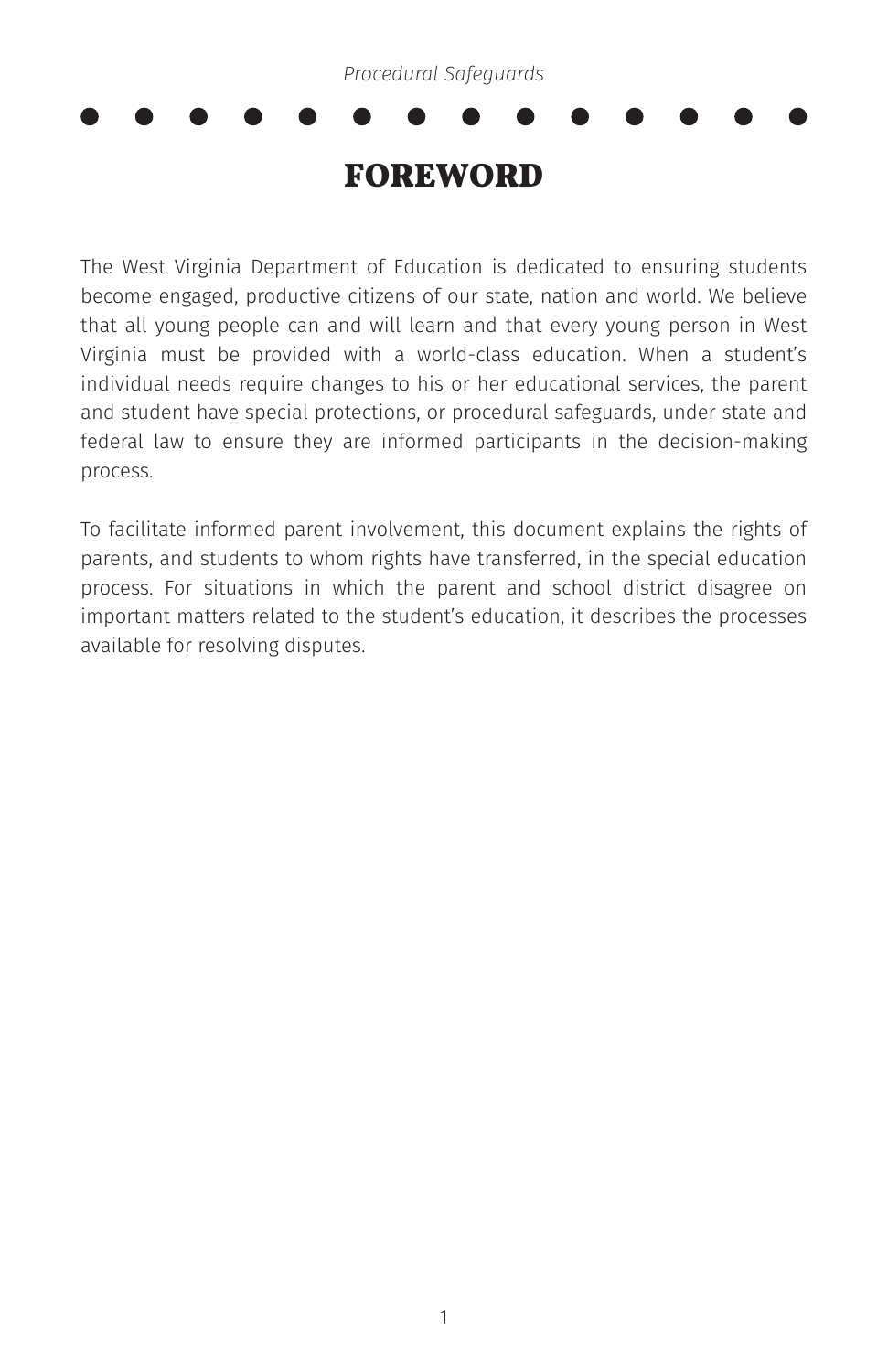# FOREWORD

The West Virginia Department of Education is dedicated to ensuring students become engaged, productive citizens of our state, nation and world. We believe that all young people can and will learn and that every young person in West Virginia must be provided with a world-class education. When a student's individual needs require changes to his or her educational services, the parent and student have special protections, or procedural safeguards, under state and federal law to ensure they are informed participants in the decision-making process.

To facilitate informed parent involvement, this document explains the rights of parents, and students to whom rights have transferred, in the special education process. For situations in which the parent and school district disagree on important matters related to the student's education, it describes the processes available for resolving disputes.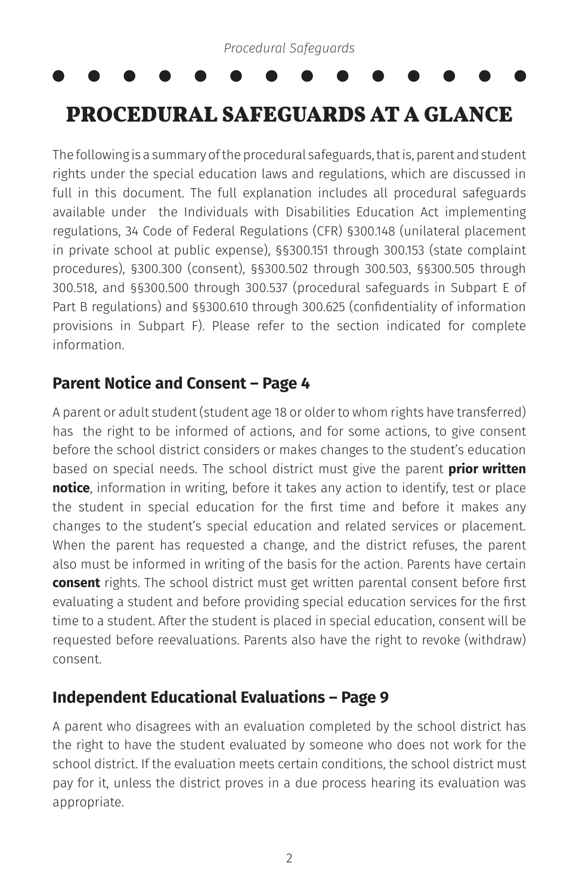# PROCEDURAL SAFEGUARDS AT A GLANCE

The following is a summary of the procedural safeguards, that is, parent and student rights under the special education laws and regulations, which are discussed in full in this document. The full explanation includes all procedural safeguards available under the Individuals with Disabilities Education Act implementing regulations, 34 Code of Federal Regulations (CFR) §300.148 (unilateral placement in private school at public expense), §§300.151 through 300.153 (state complaint procedures), §300.300 (consent), §§300.502 through 300.503, §§300.505 through 300.518, and §§300.500 through 300.537 (procedural safeguards in Subpart E of Part B regulations) and §§300.610 through 300.625 (confidentiality of information provisions in Subpart F). Please refer to the section indicated for complete information.

## Parent Notice and Consent – Page 4

A parent or adult student (student age 18 or older to whom rights have transferred) has the right to be informed of actions, and for some actions, to give consent before the school district considers or makes changes to the student's education based on special needs. The school district must give the parent **prior written notice**, information in writing, before it takes any action to identify, test or place the student in special education for the first time and before it makes any changes to the student's special education and related services or placement. When the parent has requested a change, and the district refuses, the parent also must be informed in writing of the basis for the action. Parents have certain **consent** rights. The school district must get written parental consent before first evaluating a student and before providing special education services for the first time to a student. After the student is placed in special education, consent will be requested before reevaluations. Parents also have the right to revoke (withdraw) consent.

## Independent Educational Evaluations – Page 9

A parent who disagrees with an evaluation completed by the school district has the right to have the student evaluated by someone who does not work for the school district. If the evaluation meets certain conditions, the school district must pay for it, unless the district proves in a due process hearing its evaluation was appropriate.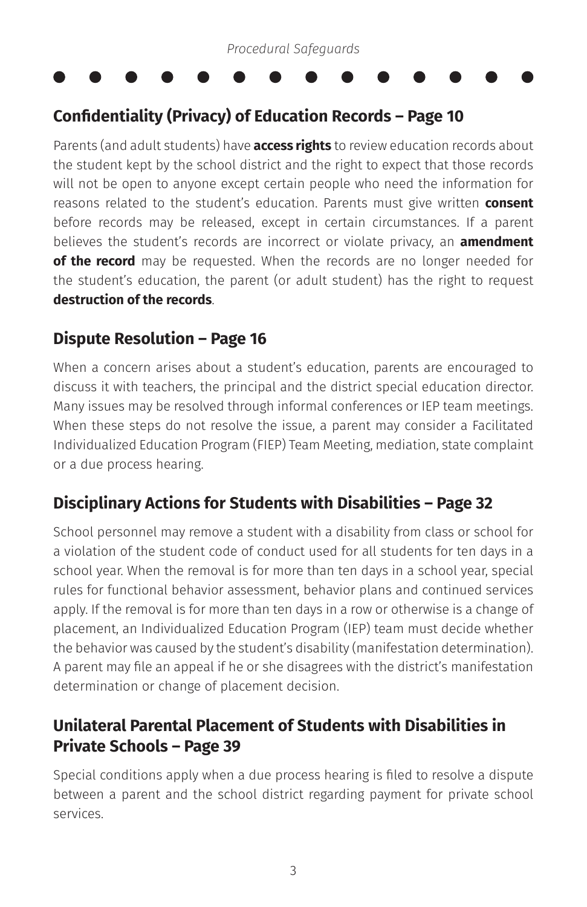## Confidentiality (Privacy) of Education Records – Page 10

Parents (and adult students) have **access rights** to review education records about the student kept by the school district and the right to expect that those records will not be open to anyone except certain people who need the information for reasons related to the student's education. Parents must give written **consent** before records may be released, except in certain circumstances. If a parent believes the student's records are incorrect or violate privacy, an **amendment of the record** may be requested. When the records are no longer needed for the student's education, the parent (or adult student) has the right to request **destruction of the records**.

## Dispute Resolution – Page 16

When a concern arises about a student's education, parents are encouraged to discuss it with teachers, the principal and the district special education director. Many issues may be resolved through informal conferences or IEP team meetings. When these steps do not resolve the issue, a parent may consider a Facilitated Individualized Education Program (FIEP) Team Meeting, mediation, state complaint or a due process hearing.

## Disciplinary Actions for Students with Disabilities – Page 32

School personnel may remove a student with a disability from class or school for a violation of the student code of conduct used for all students for ten days in a school year. When the removal is for more than ten days in a school year, special rules for functional behavior assessment, behavior plans and continued services apply. If the removal is for more than ten days in a row or otherwise is a change of placement, an Individualized Education Program (IEP) team must decide whether the behavior was caused by the student's disability (manifestation determination). A parent may file an appeal if he or she disagrees with the district's manifestation determination or change of placement decision.

## Unilateral Parental Placement of Students with Disabilities in Private Schools – Page 39

Special conditions apply when a due process hearing is filed to resolve a dispute between a parent and the school district regarding payment for private school services.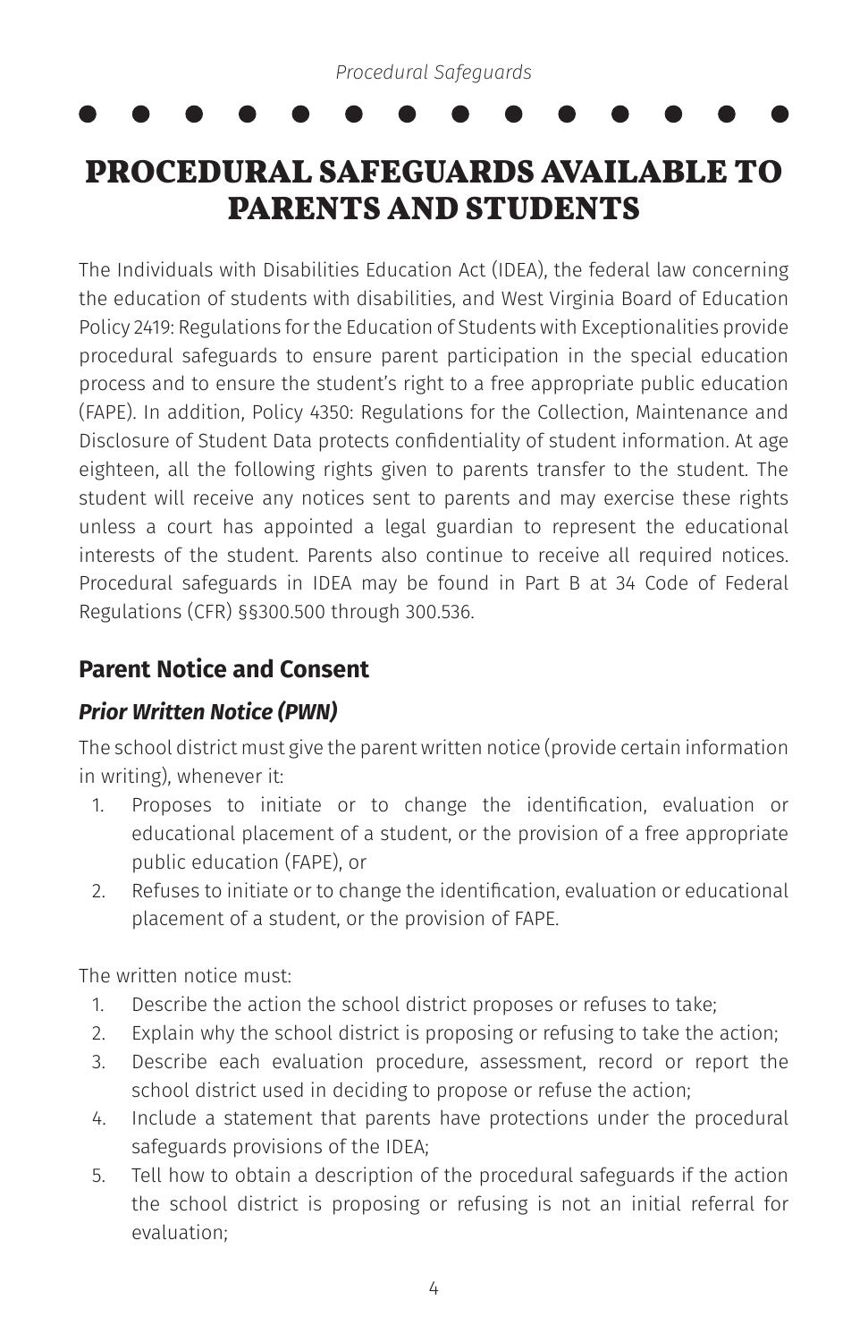# PROCEDURAL SAFEGUARDS AVAILABLE TO PARENTS AND STUDENTS

The Individuals with Disabilities Education Act (IDEA), the federal law concerning the education of students with disabilities, and West Virginia Board of Education Policy 2419: Regulations for the Education of Students with Exceptionalities provide procedural safeguards to ensure parent participation in the special education process and to ensure the student's right to a free appropriate public education (FAPE). In addition, Policy 4350: Regulations for the Collection, Maintenance and Disclosure of Student Data protects confidentiality of student information. At age eighteen, all the following rights given to parents transfer to the student. The student will receive any notices sent to parents and may exercise these rights unless a court has appointed a legal guardian to represent the educational interests of the student. Parents also continue to receive all required notices. Procedural safeguards in IDEA may be found in Part B at 34 Code of Federal Regulations (CFR) §§300.500 through 300.536.

## Parent Notice and Consent

### *Prior Written Notice (PWN)*

The school district must give the parent written notice (provide certain information in writing), whenever it:

1. Proposes to initiate or to change the identification, evaluation or educational placement of a student, or the provision of a free appropriate public education (FAPE), or
2. Refuses to initiate or to change the identification, evaluation or educational placement of a student, or the provision of FAPE.

The written notice must:

1. Describe the action the school district proposes or refuses to take;
2. Explain why the school district is proposing or refusing to take the action;
3. Describe each evaluation procedure, assessment, record or report the school district used in deciding to propose or refuse the action;
4. Include a statement that parents have protections under the procedural safeguards provisions of the IDEA;
5. Tell how to obtain a description of the procedural safeguards if the action the school district is proposing or refusing is not an initial referral for evaluation;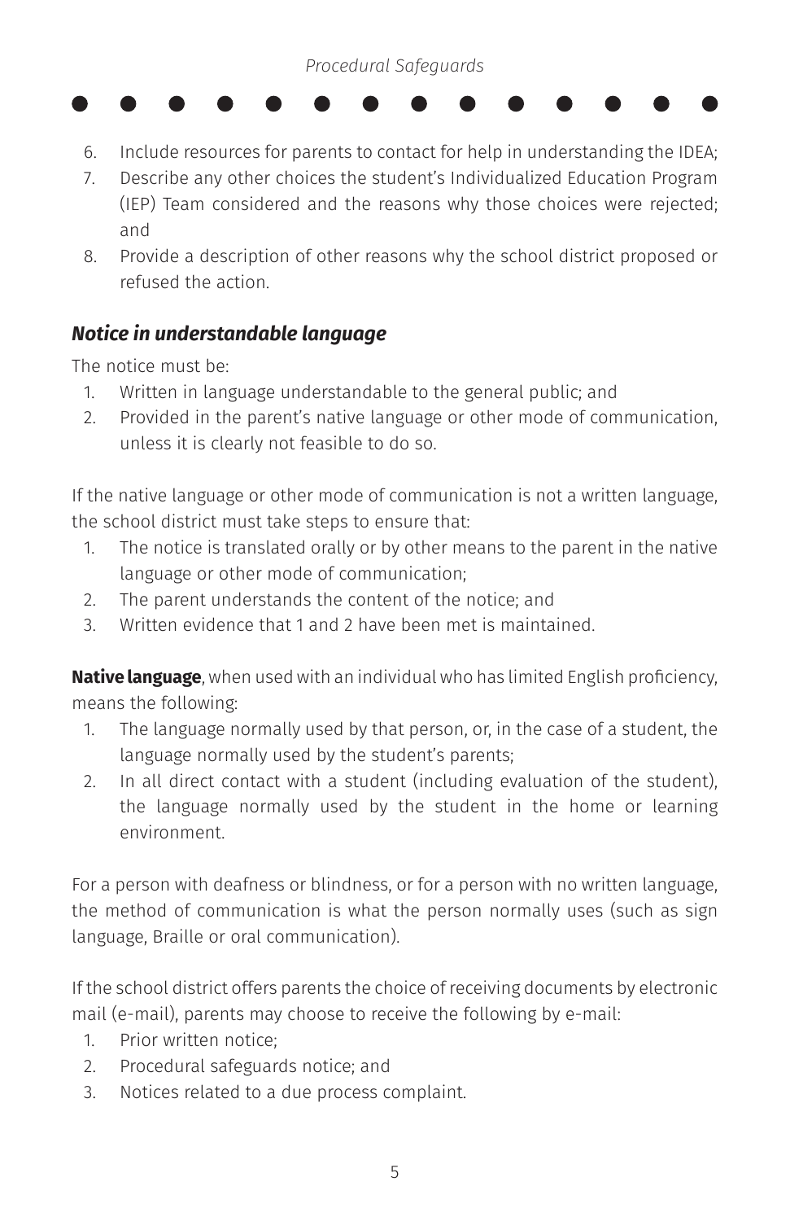6. Include resources for parents to contact for help in understanding the IDEA;
7. Describe any other choices the student's Individualized Education Program (IEP) Team considered and the reasons why those choices were rejected; and
8. Provide a description of other reasons why the school district proposed or refused the action.

### *Notice in understandable language*

The notice must be:

1. Written in language understandable to the general public; and
2. Provided in the parent's native language or other mode of communication, unless it is clearly not feasible to do so.

If the native language or other mode of communication is not a written language, the school district must take steps to ensure that:

1. The notice is translated orally or by other means to the parent in the native language or other mode of communication;
2. The parent understands the content of the notice; and
3. Written evidence that 1 and 2 have been met is maintained.

**Native language**, when used with an individual who has limited English proficiency, means the following:

1. The language normally used by that person, or, in the case of a student, the language normally used by the student's parents;
2. In all direct contact with a student (including evaluation of the student), the language normally used by the student in the home or learning environment.

For a person with deafness or blindness, or for a person with no written language, the method of communication is what the person normally uses (such as sign language, Braille or oral communication).

If the school district offers parents the choice of receiving documents by electronic mail (e-mail), parents may choose to receive the following by e-mail:

1. Prior written notice;
2. Procedural safeguards notice; and
3. Notices related to a due process complaint.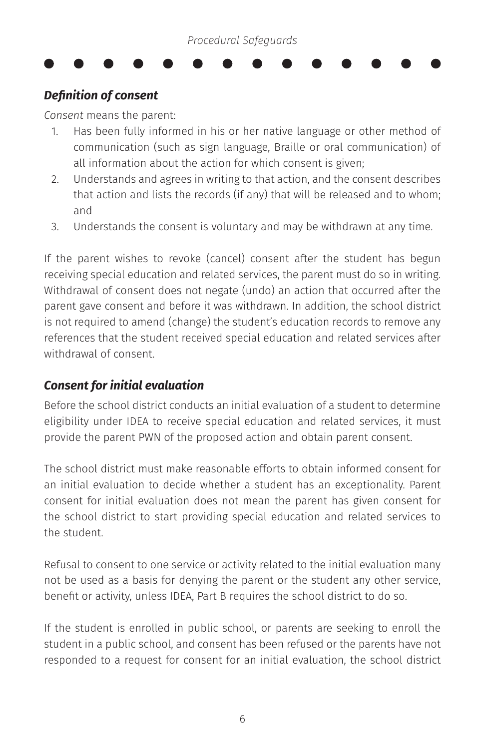### *Definition of consent*

*Consent* means the parent:

1. Has been fully informed in his or her native language or other method of communication (such as sign language, Braille or oral communication) of all information about the action for which consent is given;
2. Understands and agrees in writing to that action, and the consent describes that action and lists the records (if any) that will be released and to whom; and
3. Understands the consent is voluntary and may be withdrawn at any time.

If the parent wishes to revoke (cancel) consent after the student has begun receiving special education and related services, the parent must do so in writing. Withdrawal of consent does not negate (undo) an action that occurred after the parent gave consent and before it was withdrawn. In addition, the school district is not required to amend (change) the student's education records to remove any references that the student received special education and related services after withdrawal of consent.

### *Consent for initial evaluation*

Before the school district conducts an initial evaluation of a student to determine eligibility under IDEA to receive special education and related services, it must provide the parent PWN of the proposed action and obtain parent consent.

The school district must make reasonable efforts to obtain informed consent for an initial evaluation to decide whether a student has an exceptionality. Parent consent for initial evaluation does not mean the parent has given consent for the school district to start providing special education and related services to the student.

Refusal to consent to one service or activity related to the initial evaluation many not be used as a basis for denying the parent or the student any other service, benefit or activity, unless IDEA, Part B requires the school district to do so.

If the student is enrolled in public school, or parents are seeking to enroll the student in a public school, and consent has been refused or the parents have not responded to a request for consent for an initial evaluation, the school district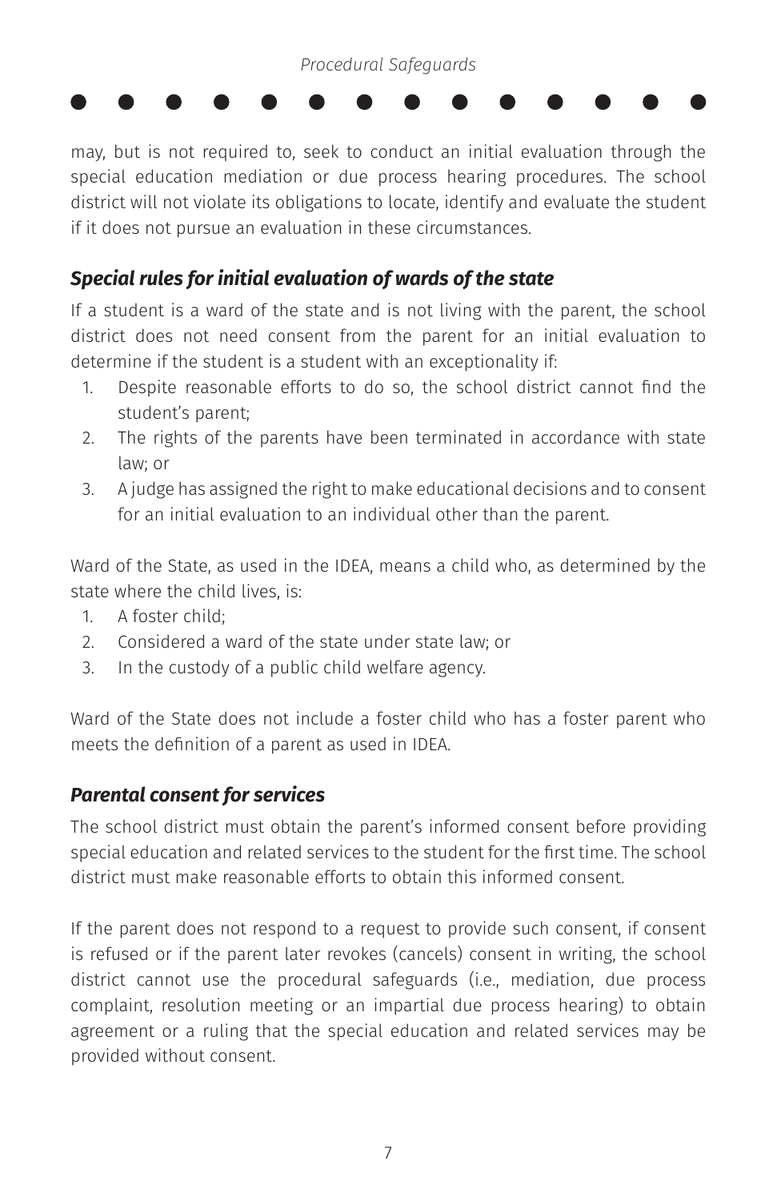may, but is not required to, seek to conduct an initial evaluation through the special education mediation or due process hearing procedures. The school district will not violate its obligations to locate, identify and evaluate the student if it does not pursue an evaluation in these circumstances.

### *Special rules for initial evaluation of wards of the state*

If a student is a ward of the state and is not living with the parent, the school district does not need consent from the parent for an initial evaluation to determine if the student is a student with an exceptionality if:

1. Despite reasonable efforts to do so, the school district cannot find the student's parent;
2. The rights of the parents have been terminated in accordance with state law; or
3. A judge has assigned the right to make educational decisions and to consent for an initial evaluation to an individual other than the parent.

Ward of the State, as used in the IDEA, means a child who, as determined by the state where the child lives, is:

1. A foster child;
2. Considered a ward of the state under state law; or
3. In the custody of a public child welfare agency.

Ward of the State does not include a foster child who has a foster parent who meets the definition of a parent as used in IDEA.

### *Parental consent for services*

The school district must obtain the parent's informed consent before providing special education and related services to the student for the first time. The school district must make reasonable efforts to obtain this informed consent.

If the parent does not respond to a request to provide such consent, if consent is refused or if the parent later revokes (cancels) consent in writing, the school district cannot use the procedural safeguards (i.e., mediation, due process complaint, resolution meeting or an impartial due process hearing) to obtain agreement or a ruling that the special education and related services may be provided without consent.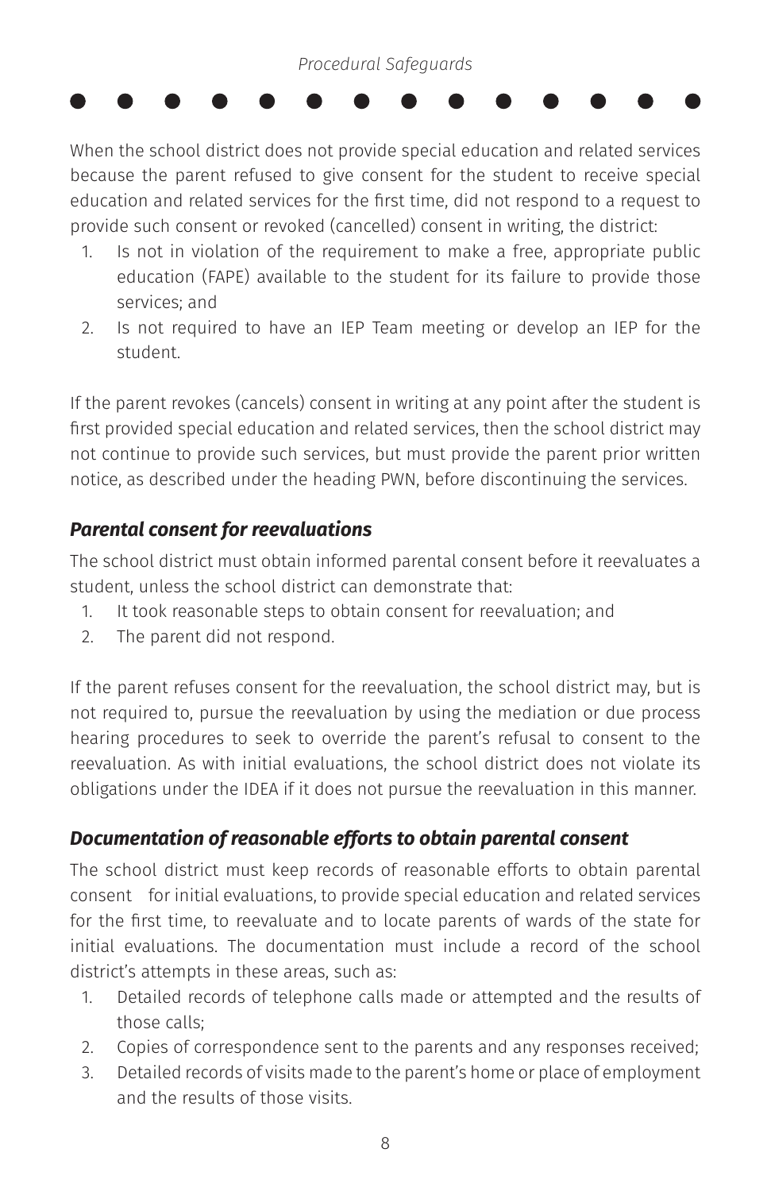When the school district does not provide special education and related services because the parent refused to give consent for the student to receive special education and related services for the first time, did not respond to a request to provide such consent or revoked (cancelled) consent in writing, the district:

1. Is not in violation of the requirement to make a free, appropriate public education (FAPE) available to the student for its failure to provide those services; and
2. Is not required to have an IEP Team meeting or develop an IEP for the student.

If the parent revokes (cancels) consent in writing at any point after the student is first provided special education and related services, then the school district may not continue to provide such services, but must provide the parent prior written notice, as described under the heading PWN, before discontinuing the services.

### *Parental consent for reevaluations*

The school district must obtain informed parental consent before it reevaluates a student, unless the school district can demonstrate that:

1. It took reasonable steps to obtain consent for reevaluation; and
2. The parent did not respond.

If the parent refuses consent for the reevaluation, the school district may, but is not required to, pursue the reevaluation by using the mediation or due process hearing procedures to seek to override the parent's refusal to consent to the reevaluation. As with initial evaluations, the school district does not violate its obligations under the IDEA if it does not pursue the reevaluation in this manner.

### *Documentation of reasonable efforts to obtain parental consent*

The school district must keep records of reasonable efforts to obtain parental consent for initial evaluations, to provide special education and related services for the first time, to reevaluate and to locate parents of wards of the state for initial evaluations. The documentation must include a record of the school district's attempts in these areas, such as:

1. Detailed records of telephone calls made or attempted and the results of those calls;
2. Copies of correspondence sent to the parents and any responses received;
3. Detailed records of visits made to the parent's home or place of employment and the results of those visits.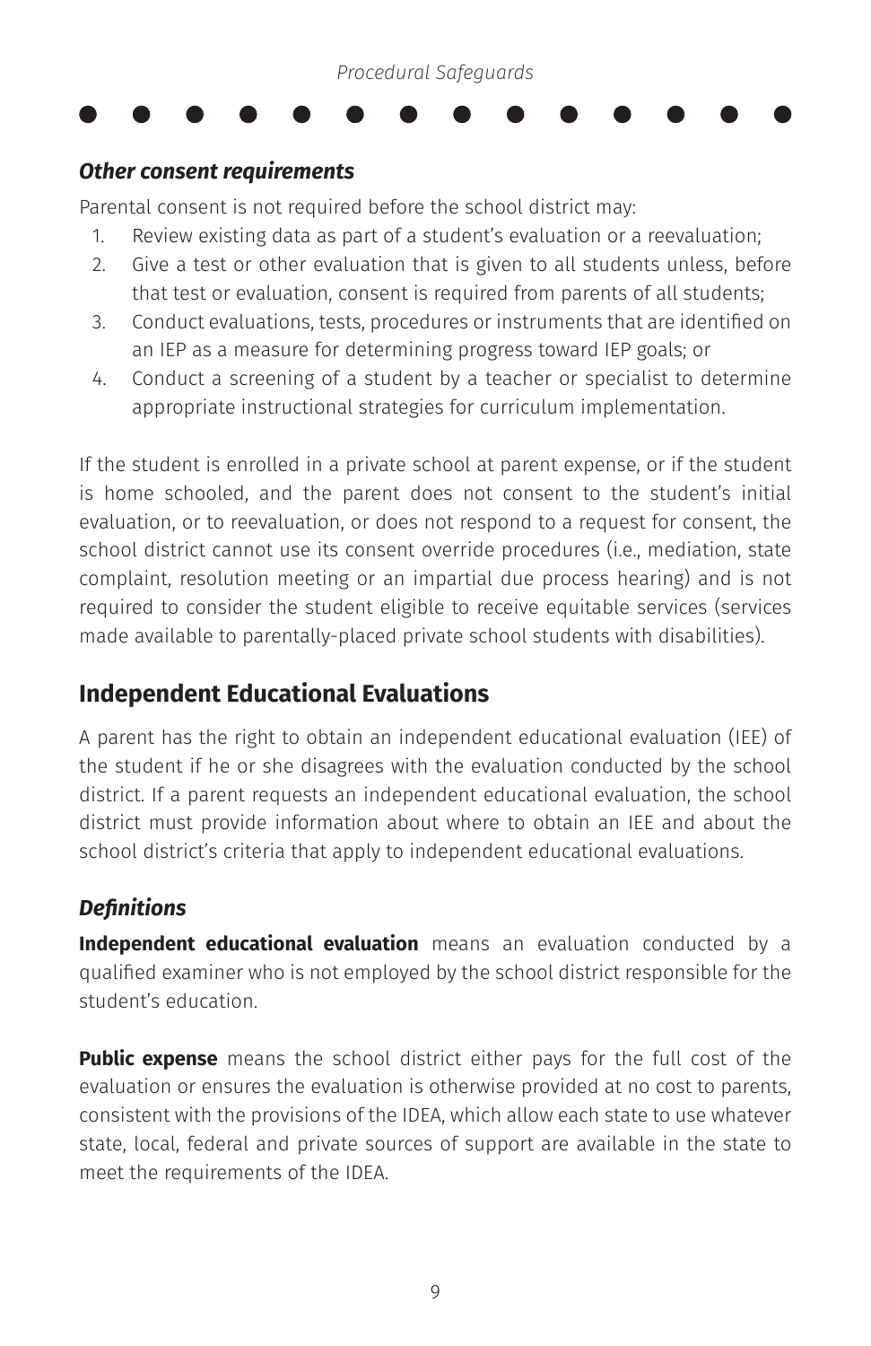### *Other consent requirements*

Parental consent is not required before the school district may:

1. Review existing data as part of a student's evaluation or a reevaluation;
2. Give a test or other evaluation that is given to all students unless, before that test or evaluation, consent is required from parents of all students;
3. Conduct evaluations, tests, procedures or instruments that are identified on an IEP as a measure for determining progress toward IEP goals; or
4. Conduct a screening of a student by a teacher or specialist to determine appropriate instructional strategies for curriculum implementation.

If the student is enrolled in a private school at parent expense, or if the student is home schooled, and the parent does not consent to the student's initial evaluation, or to reevaluation, or does not respond to a request for consent, the school district cannot use its consent override procedures (i.e., mediation, state complaint, resolution meeting or an impartial due process hearing) and is not required to consider the student eligible to receive equitable services (services made available to parentally-placed private school students with disabilities).

## Independent Educational Evaluations

A parent has the right to obtain an independent educational evaluation (IEE) of the student if he or she disagrees with the evaluation conducted by the school district. If a parent requests an independent educational evaluation, the school district must provide information about where to obtain an IEE and about the school district's criteria that apply to independent educational evaluations.

### *Definitions*

**Independent educational evaluation** means an evaluation conducted by a qualified examiner who is not employed by the school district responsible for the student's education.

**Public expense** means the school district either pays for the full cost of the evaluation or ensures the evaluation is otherwise provided at no cost to parents, consistent with the provisions of the IDEA, which allow each state to use whatever state, local, federal and private sources of support are available in the state to meet the requirements of the IDEA.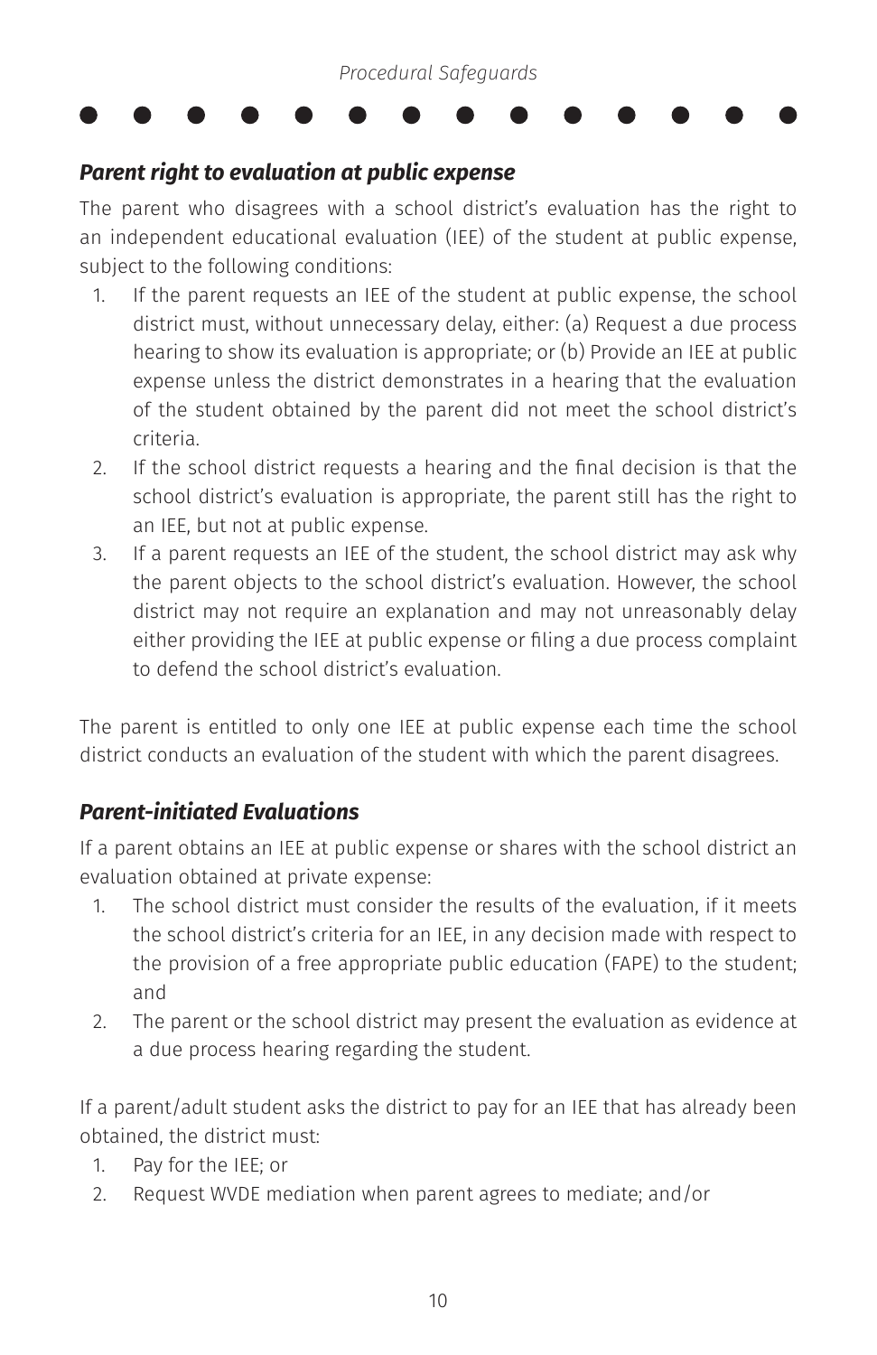### *Parent right to evaluation at public expense*

The parent who disagrees with a school district's evaluation has the right to an independent educational evaluation (IEE) of the student at public expense, subject to the following conditions:

1. If the parent requests an IEE of the student at public expense, the school district must, without unnecessary delay, either: (a) Request a due process hearing to show its evaluation is appropriate; or (b) Provide an IEE at public expense unless the district demonstrates in a hearing that the evaluation of the student obtained by the parent did not meet the school district's criteria.
2. If the school district requests a hearing and the final decision is that the school district's evaluation is appropriate, the parent still has the right to an IEE, but not at public expense.
3. If a parent requests an IEE of the student, the school district may ask why the parent objects to the school district's evaluation. However, the school district may not require an explanation and may not unreasonably delay either providing the IEE at public expense or filing a due process complaint to defend the school district's evaluation.

The parent is entitled to only one IEE at public expense each time the school district conducts an evaluation of the student with which the parent disagrees.

### *Parent-initiated Evaluations*

If a parent obtains an IEE at public expense or shares with the school district an evaluation obtained at private expense:

1. The school district must consider the results of the evaluation, if it meets the school district's criteria for an IEE, in any decision made with respect to the provision of a free appropriate public education (FAPE) to the student; and
2. The parent or the school district may present the evaluation as evidence at a due process hearing regarding the student.

If a parent/adult student asks the district to pay for an IEE that has already been obtained, the district must:

1. Pay for the IEE; or
2. Request WVDE mediation when parent agrees to mediate; and/or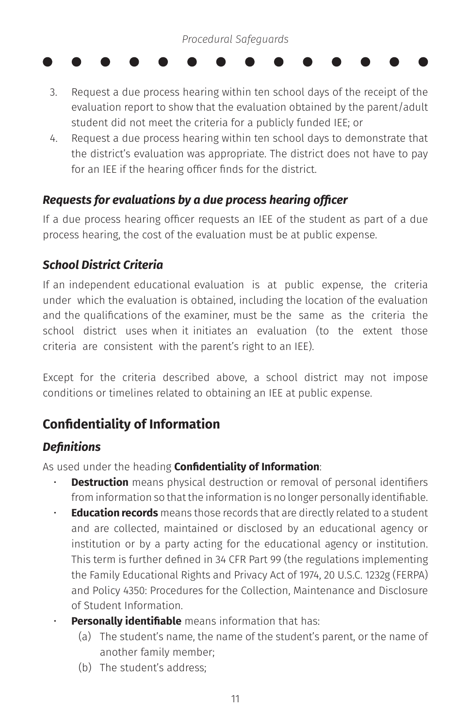3. Request a due process hearing within ten school days of the receipt of the evaluation report to show that the evaluation obtained by the parent/adult student did not meet the criteria for a publicly funded IEE; or
4. Request a due process hearing within ten school days to demonstrate that the district's evaluation was appropriate. The district does not have to pay for an IEE if the hearing officer finds for the district.

### *Requests for evaluations by a due process hearing officer*

If a due process hearing officer requests an IEE of the student as part of a due process hearing, the cost of the evaluation must be at public expense.

### *School District Criteria*

If an independent educational evaluation is at public expense, the criteria under which the evaluation is obtained, including the location of the evaluation and the qualifications of the examiner, must be the same as the criteria the school district uses when it initiates an evaluation (to the extent those criteria are consistent with the parent's right to an IEE).

Except for the criteria described above, a school district may not impose conditions or timelines related to obtaining an IEE at public expense.

## Confidentiality of Information

### *Definitions*

As used under the heading **Confidentiality of Information**:

- **Destruction** means physical destruction or removal of personal identifiers from information so that the information is no longer personally identifiable.
- **Education records** means those records that are directly related to a student and are collected, maintained or disclosed by an educational agency or institution or by a party acting for the educational agency or institution. This term is further defined in 34 CFR Part 99 (the regulations implementing the Family Educational Rights and Privacy Act of 1974, 20 U.S.C. 1232g (FERPA) and Policy 4350: Procedures for the Collection, Maintenance and Disclosure of Student Information.
- **Personally identifiable** means information that has:
  - (a) The student's name, the name of the student's parent, or the name of another family member;
  - (b) The student's address;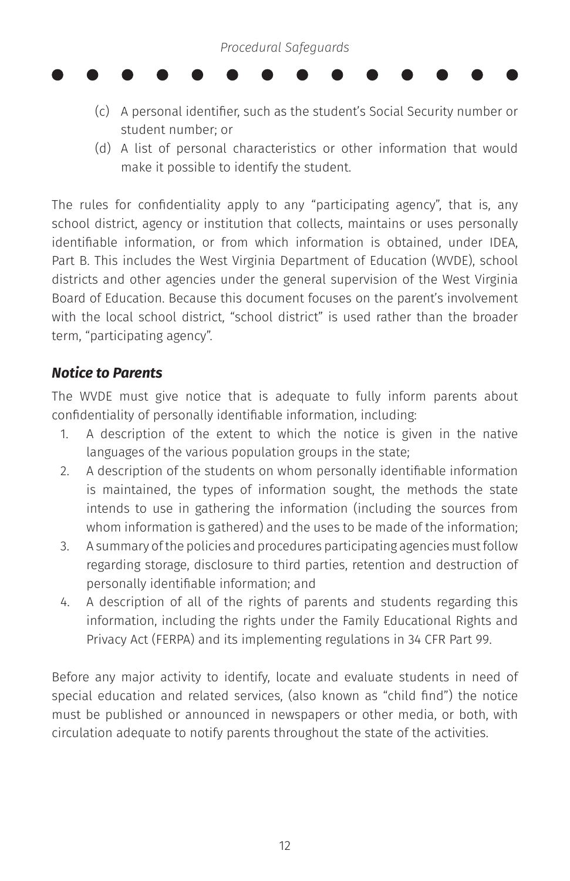(c) A personal identifier, such as the student's Social Security number or student number; or

(d) A list of personal characteristics or other information that would make it possible to identify the student.

The rules for confidentiality apply to any "participating agency", that is, any school district, agency or institution that collects, maintains or uses personally identifiable information, or from which information is obtained, under IDEA, Part B. This includes the West Virginia Department of Education (WVDE), school districts and other agencies under the general supervision of the West Virginia Board of Education. Because this document focuses on the parent's involvement with the local school district, "school district" is used rather than the broader term, "participating agency".

### *Notice to Parents*

The WVDE must give notice that is adequate to fully inform parents about confidentiality of personally identifiable information, including:

1. A description of the extent to which the notice is given in the native languages of the various population groups in the state;
2. A description of the students on whom personally identifiable information is maintained, the types of information sought, the methods the state intends to use in gathering the information (including the sources from whom information is gathered) and the uses to be made of the information;
3. A summary of the policies and procedures participating agencies must follow regarding storage, disclosure to third parties, retention and destruction of personally identifiable information; and
4. A description of all of the rights of parents and students regarding this information, including the rights under the Family Educational Rights and Privacy Act (FERPA) and its implementing regulations in 34 CFR Part 99.

Before any major activity to identify, locate and evaluate students in need of special education and related services, (also known as "child find") the notice must be published or announced in newspapers or other media, or both, with circulation adequate to notify parents throughout the state of the activities.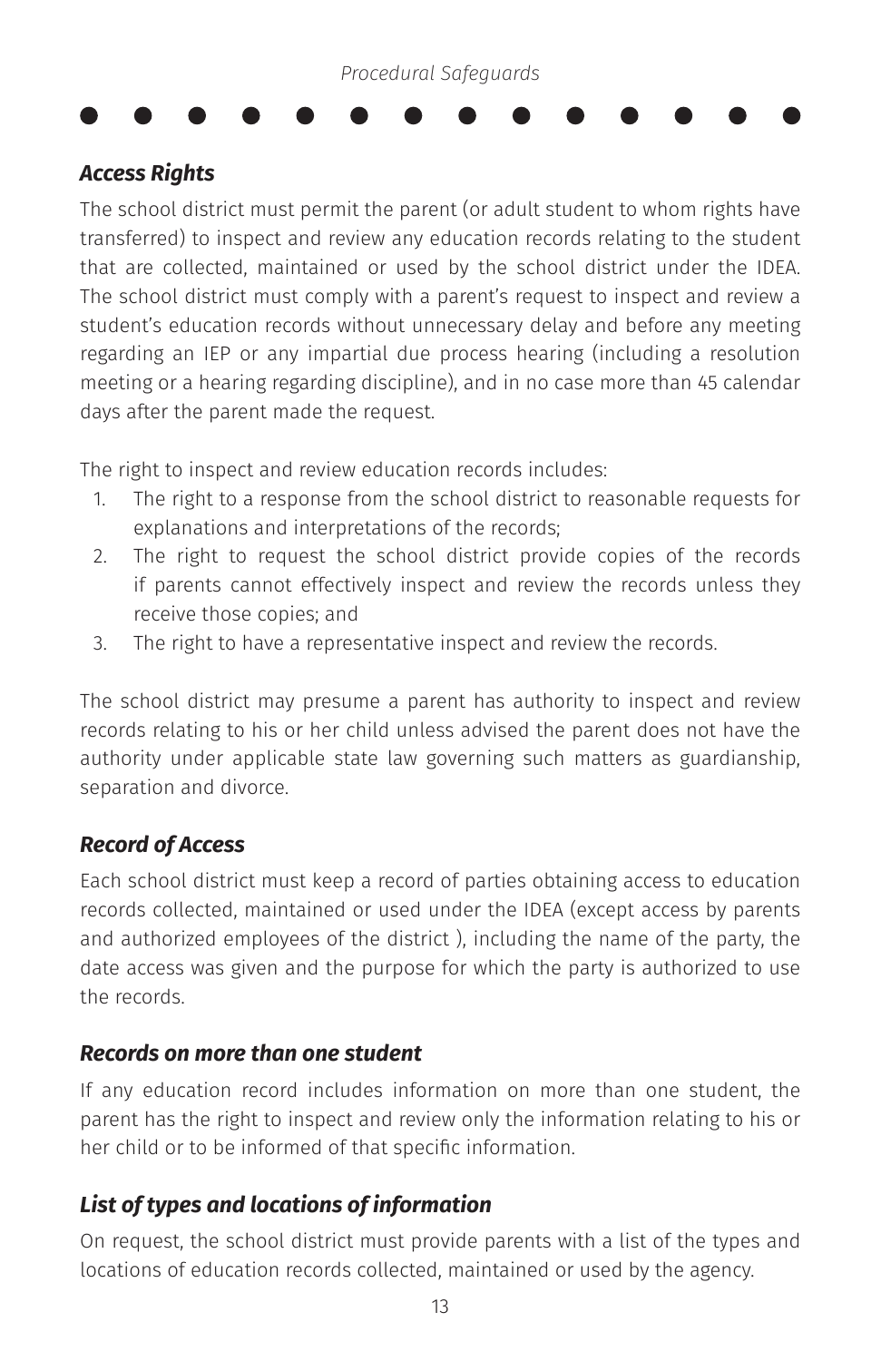## *Access Rights*

The school district must permit the parent (or adult student to whom rights have transferred) to inspect and review any education records relating to the student that are collected, maintained or used by the school district under the IDEA. The school district must comply with a parent's request to inspect and review a student's education records without unnecessary delay and before any meeting regarding an IEP or any impartial due process hearing (including a resolution meeting or a hearing regarding discipline), and in no case more than 45 calendar days after the parent made the request.

The right to inspect and review education records includes:

1. The right to a response from the school district to reasonable requests for explanations and interpretations of the records;
2. The right to request the school district provide copies of the records if parents cannot effectively inspect and review the records unless they receive those copies; and
3. The right to have a representative inspect and review the records.

The school district may presume a parent has authority to inspect and review records relating to his or her child unless advised the parent does not have the authority under applicable state law governing such matters as guardianship, separation and divorce.

## *Record of Access*

Each school district must keep a record of parties obtaining access to education records collected, maintained or used under the IDEA (except access by parents and authorized employees of the district ), including the name of the party, the date access was given and the purpose for which the party is authorized to use the records.

## *Records on more than one student*

If any education record includes information on more than one student, the parent has the right to inspect and review only the information relating to his or her child or to be informed of that specific information.

## *List of types and locations of information*

On request, the school district must provide parents with a list of the types and locations of education records collected, maintained or used by the agency.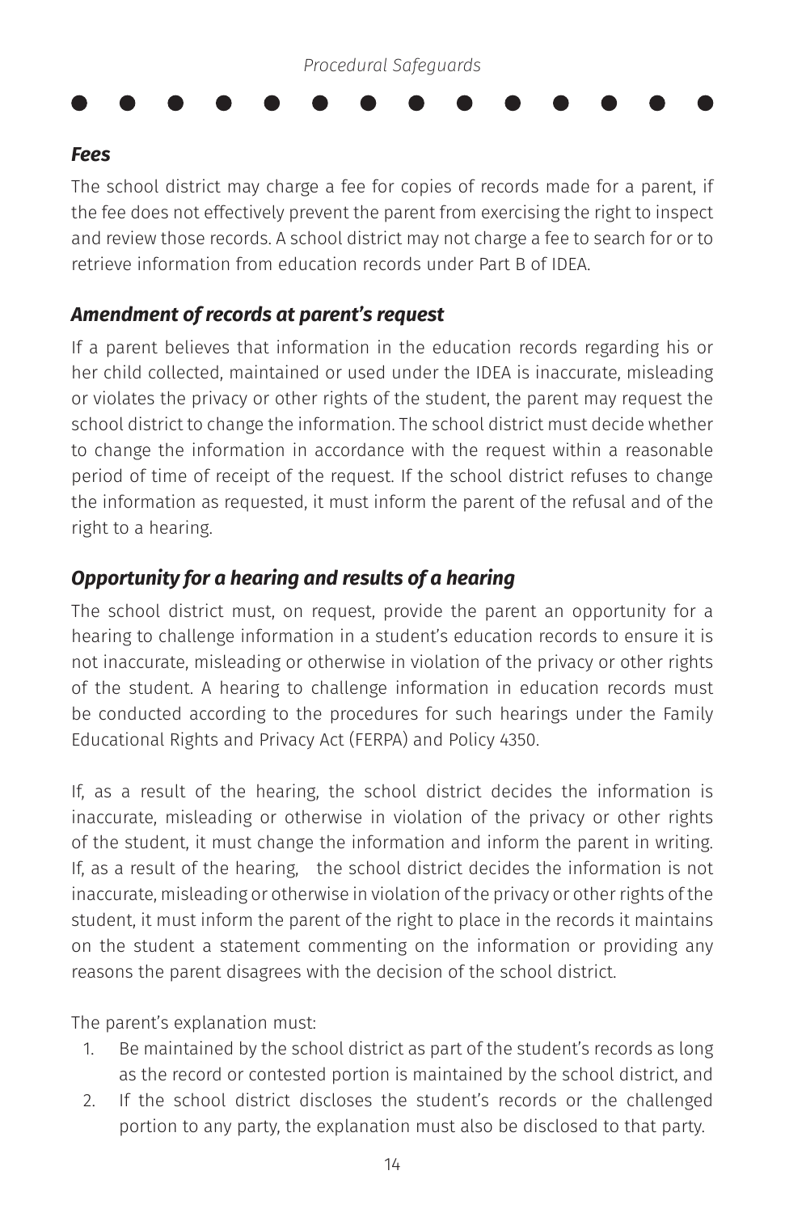### *Fees*

The school district may charge a fee for copies of records made for a parent, if the fee does not effectively prevent the parent from exercising the right to inspect and review those records. A school district may not charge a fee to search for or to retrieve information from education records under Part B of IDEA.

### *Amendment of records at parent's request*

If a parent believes that information in the education records regarding his or her child collected, maintained or used under the IDEA is inaccurate, misleading or violates the privacy or other rights of the student, the parent may request the school district to change the information. The school district must decide whether to change the information in accordance with the request within a reasonable period of time of receipt of the request. If the school district refuses to change the information as requested, it must inform the parent of the refusal and of the right to a hearing.

### *Opportunity for a hearing and results of a hearing*

The school district must, on request, provide the parent an opportunity for a hearing to challenge information in a student's education records to ensure it is not inaccurate, misleading or otherwise in violation of the privacy or other rights of the student. A hearing to challenge information in education records must be conducted according to the procedures for such hearings under the Family Educational Rights and Privacy Act (FERPA) and Policy 4350.

If, as a result of the hearing, the school district decides the information is inaccurate, misleading or otherwise in violation of the privacy or other rights of the student, it must change the information and inform the parent in writing. If, as a result of the hearing, the school district decides the information is not inaccurate, misleading or otherwise in violation of the privacy or other rights of the student, it must inform the parent of the right to place in the records it maintains on the student a statement commenting on the information or providing any reasons the parent disagrees with the decision of the school district.

The parent's explanation must:

1. Be maintained by the school district as part of the student's records as long as the record or contested portion is maintained by the school district, and
2. If the school district discloses the student's records or the challenged portion to any party, the explanation must also be disclosed to that party.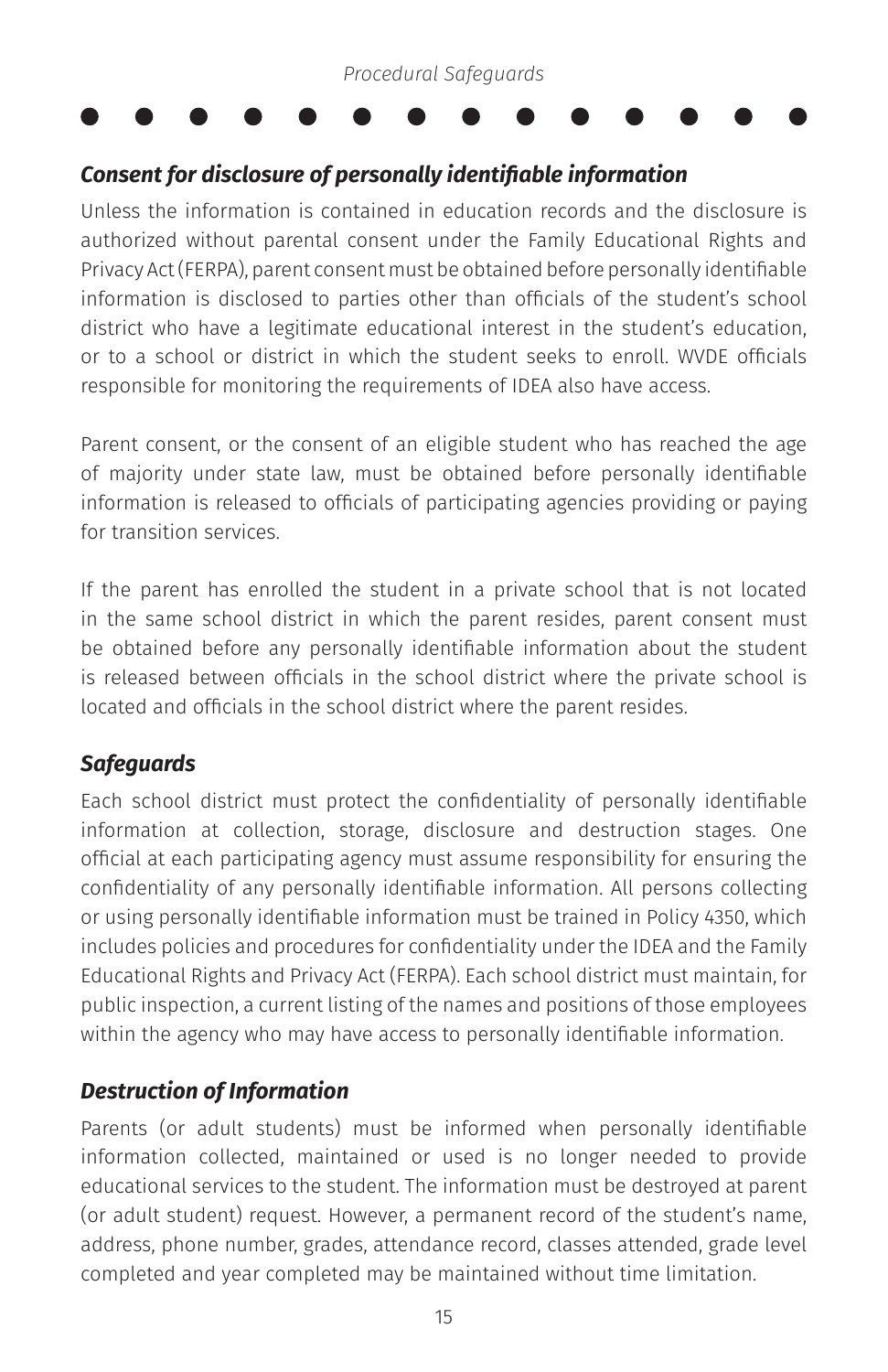### *Consent for disclosure of personally identifiable information*

Unless the information is contained in education records and the disclosure is authorized without parental consent under the Family Educational Rights and Privacy Act (FERPA), parent consent must be obtained before personally identifiable information is disclosed to parties other than officials of the student's school district who have a legitimate educational interest in the student's education, or to a school or district in which the student seeks to enroll. WVDE officials responsible for monitoring the requirements of IDEA also have access.

Parent consent, or the consent of an eligible student who has reached the age of majority under state law, must be obtained before personally identifiable information is released to officials of participating agencies providing or paying for transition services.

If the parent has enrolled the student in a private school that is not located in the same school district in which the parent resides, parent consent must be obtained before any personally identifiable information about the student is released between officials in the school district where the private school is located and officials in the school district where the parent resides.

### *Safeguards*

Each school district must protect the confidentiality of personally identifiable information at collection, storage, disclosure and destruction stages. One official at each participating agency must assume responsibility for ensuring the confidentiality of any personally identifiable information. All persons collecting or using personally identifiable information must be trained in Policy 4350, which includes policies and procedures for confidentiality under the IDEA and the Family Educational Rights and Privacy Act (FERPA). Each school district must maintain, for public inspection, a current listing of the names and positions of those employees within the agency who may have access to personally identifiable information.

### *Destruction of Information*

Parents (or adult students) must be informed when personally identifiable information collected, maintained or used is no longer needed to provide educational services to the student. The information must be destroyed at parent (or adult student) request. However, a permanent record of the student's name, address, phone number, grades, attendance record, classes attended, grade level completed and year completed may be maintained without time limitation.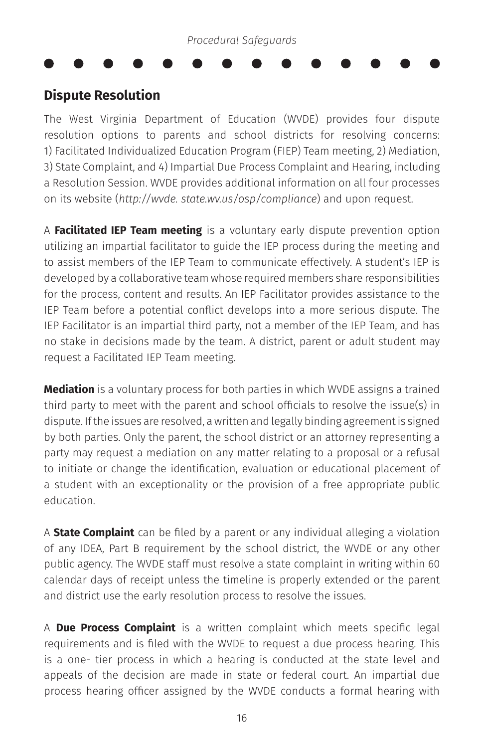## Dispute Resolution

The West Virginia Department of Education (WVDE) provides four dispute resolution options to parents and school districts for resolving concerns: 1) Facilitated Individualized Education Program (FIEP) Team meeting, 2) Mediation, 3) State Complaint, and 4) Impartial Due Process Complaint and Hearing, including a Resolution Session. WVDE provides additional information on all four processes on its website (*http://wvde. state.wv.us/osp/compliance*) and upon request.

A **Facilitated IEP Team meeting** is a voluntary early dispute prevention option utilizing an impartial facilitator to guide the IEP process during the meeting and to assist members of the IEP Team to communicate effectively. A student's IEP is developed by a collaborative team whose required members share responsibilities for the process, content and results. An IEP Facilitator provides assistance to the IEP Team before a potential conflict develops into a more serious dispute. The IEP Facilitator is an impartial third party, not a member of the IEP Team, and has no stake in decisions made by the team. A district, parent or adult student may request a Facilitated IEP Team meeting.

**Mediation** is a voluntary process for both parties in which WVDE assigns a trained third party to meet with the parent and school officials to resolve the issue(s) in dispute. If the issues are resolved, a written and legally binding agreement is signed by both parties. Only the parent, the school district or an attorney representing a party may request a mediation on any matter relating to a proposal or a refusal to initiate or change the identification, evaluation or educational placement of a student with an exceptionality or the provision of a free appropriate public education.

A **State Complaint** can be filed by a parent or any individual alleging a violation of any IDEA, Part B requirement by the school district, the WVDE or any other public agency. The WVDE staff must resolve a state complaint in writing within 60 calendar days of receipt unless the timeline is properly extended or the parent and district use the early resolution process to resolve the issues.

A **Due Process Complaint** is a written complaint which meets specific legal requirements and is filed with the WVDE to request a due process hearing. This is a one- tier process in which a hearing is conducted at the state level and appeals of the decision are made in state or federal court. An impartial due process hearing officer assigned by the WVDE conducts a formal hearing with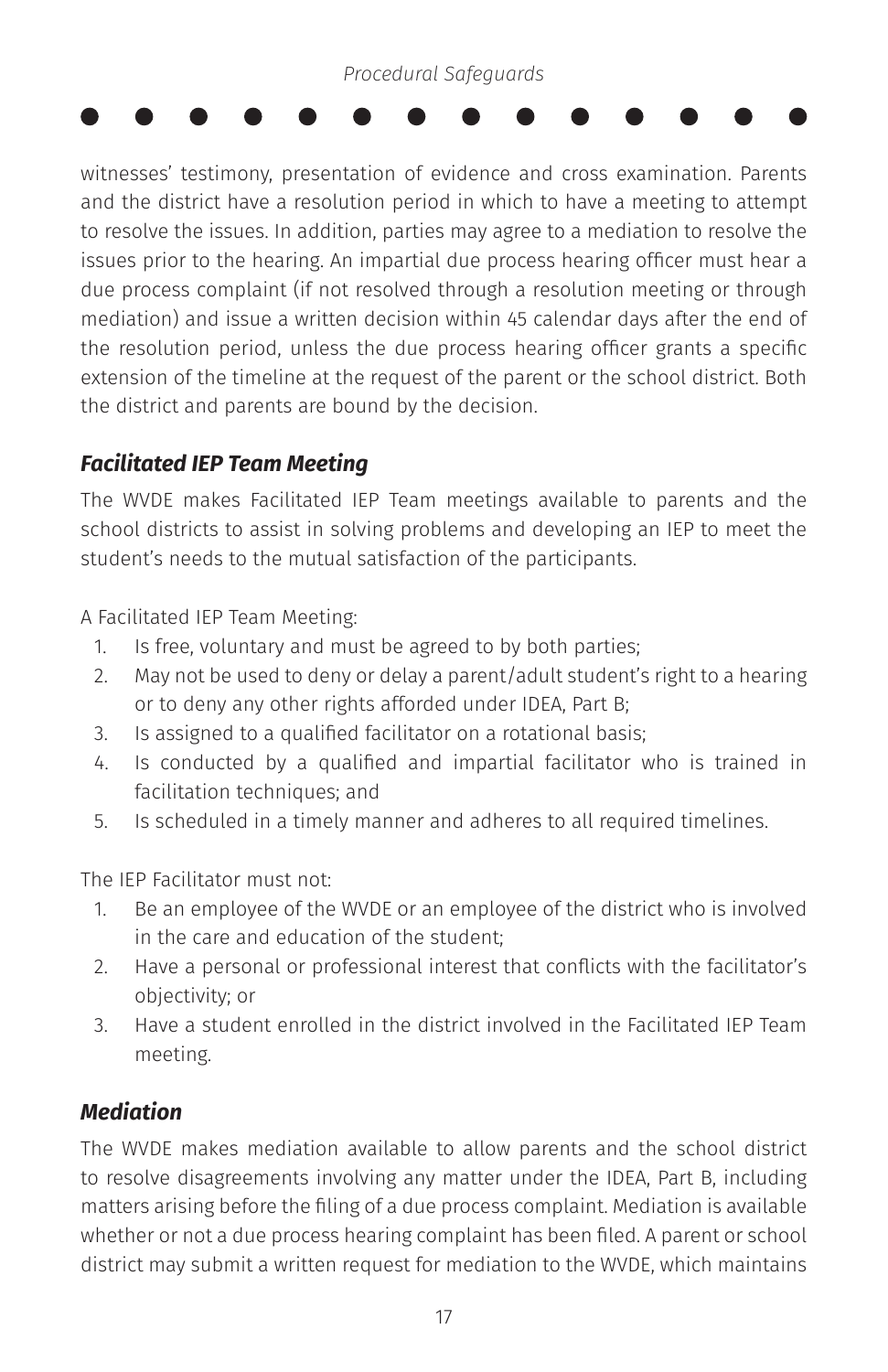witnesses' testimony, presentation of evidence and cross examination. Parents and the district have a resolution period in which to have a meeting to attempt to resolve the issues. In addition, parties may agree to a mediation to resolve the issues prior to the hearing. An impartial due process hearing officer must hear a due process complaint (if not resolved through a resolution meeting or through mediation) and issue a written decision within 45 calendar days after the end of the resolution period, unless the due process hearing officer grants a specific extension of the timeline at the request of the parent or the school district. Both the district and parents are bound by the decision.

### *Facilitated IEP Team Meeting*

The WVDE makes Facilitated IEP Team meetings available to parents and the school districts to assist in solving problems and developing an IEP to meet the student's needs to the mutual satisfaction of the participants.

A Facilitated IEP Team Meeting:

1. Is free, voluntary and must be agreed to by both parties;
2. May not be used to deny or delay a parent/adult student's right to a hearing or to deny any other rights afforded under IDEA, Part B;
3. Is assigned to a qualified facilitator on a rotational basis;
4. Is conducted by a qualified and impartial facilitator who is trained in facilitation techniques; and
5. Is scheduled in a timely manner and adheres to all required timelines.

The IEP Facilitator must not:

1. Be an employee of the WVDE or an employee of the district who is involved in the care and education of the student;
2. Have a personal or professional interest that conflicts with the facilitator's objectivity; or
3. Have a student enrolled in the district involved in the Facilitated IEP Team meeting.

### *Mediation*

The WVDE makes mediation available to allow parents and the school district to resolve disagreements involving any matter under the IDEA, Part B, including matters arising before the filing of a due process complaint. Mediation is available whether or not a due process hearing complaint has been filed. A parent or school district may submit a written request for mediation to the WVDE, which maintains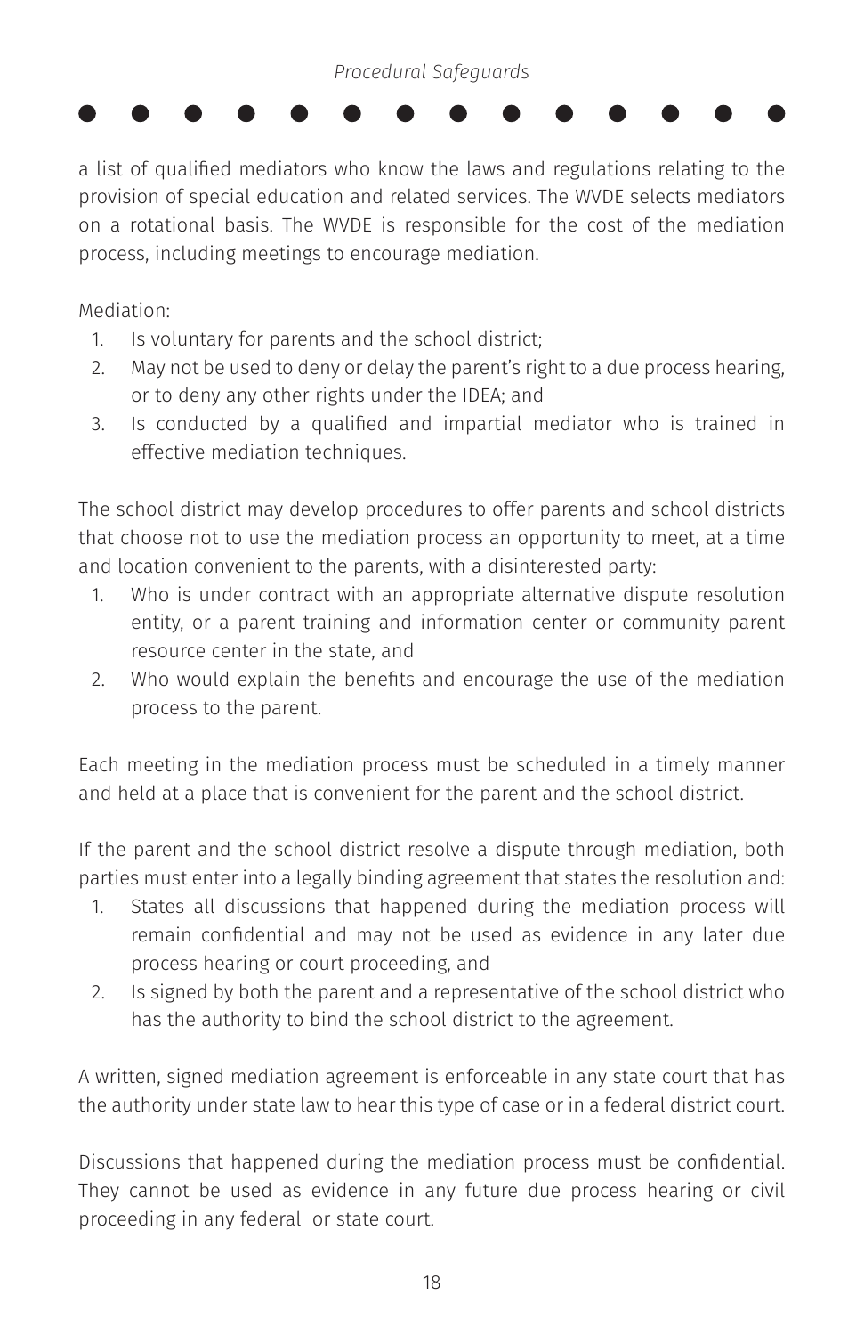a list of qualified mediators who know the laws and regulations relating to the provision of special education and related services. The WVDE selects mediators on a rotational basis. The WVDE is responsible for the cost of the mediation process, including meetings to encourage mediation.

Mediation:

1. Is voluntary for parents and the school district;
2. May not be used to deny or delay the parent's right to a due process hearing, or to deny any other rights under the IDEA; and
3. Is conducted by a qualified and impartial mediator who is trained in effective mediation techniques.

The school district may develop procedures to offer parents and school districts that choose not to use the mediation process an opportunity to meet, at a time and location convenient to the parents, with a disinterested party:

1. Who is under contract with an appropriate alternative dispute resolution entity, or a parent training and information center or community parent resource center in the state, and
2. Who would explain the benefits and encourage the use of the mediation process to the parent.

Each meeting in the mediation process must be scheduled in a timely manner and held at a place that is convenient for the parent and the school district.

If the parent and the school district resolve a dispute through mediation, both parties must enter into a legally binding agreement that states the resolution and:

1. States all discussions that happened during the mediation process will remain confidential and may not be used as evidence in any later due process hearing or court proceeding, and
2. Is signed by both the parent and a representative of the school district who has the authority to bind the school district to the agreement.

A written, signed mediation agreement is enforceable in any state court that has the authority under state law to hear this type of case or in a federal district court.

Discussions that happened during the mediation process must be confidential. They cannot be used as evidence in any future due process hearing or civil proceeding in any federal or state court.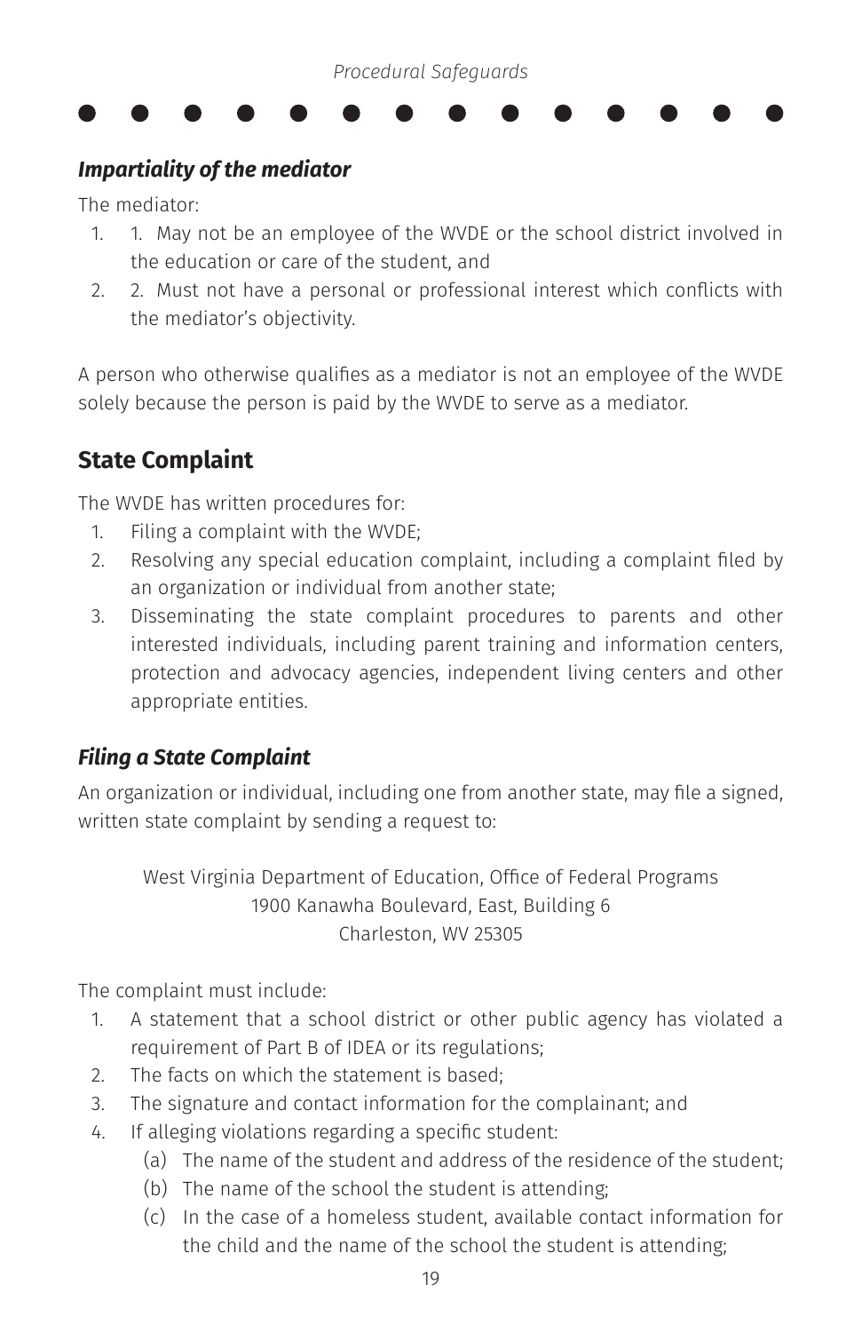### *Impartiality of the mediator*

The mediator:

1. 1. May not be an employee of the WVDE or the school district involved in the education or care of the student, and
2. 2. Must not have a personal or professional interest which conflicts with the mediator's objectivity.

A person who otherwise qualifies as a mediator is not an employee of the WVDE solely because the person is paid by the WVDE to serve as a mediator.

## State Complaint

The WVDE has written procedures for:

1. Filing a complaint with the WVDE;
2. Resolving any special education complaint, including a complaint filed by an organization or individual from another state;
3. Disseminating the state complaint procedures to parents and other interested individuals, including parent training and information centers, protection and advocacy agencies, independent living centers and other appropriate entities.

### *Filing a State Complaint*

An organization or individual, including one from another state, may file a signed, written state complaint by sending a request to:

West Virginia Department of Education, Office of Federal Programs
1900 Kanawha Boulevard, East, Building 6
Charleston, WV 25305

The complaint must include:

1. A statement that a school district or other public agency has violated a requirement of Part B of IDEA or its regulations;
2. The facts on which the statement is based;
3. The signature and contact information for the complainant; and
4. If alleging violations regarding a specific student:
   (a) The name of the student and address of the residence of the student;
   (b) The name of the school the student is attending;
   (c) In the case of a homeless student, available contact information for the child and the name of the school the student is attending;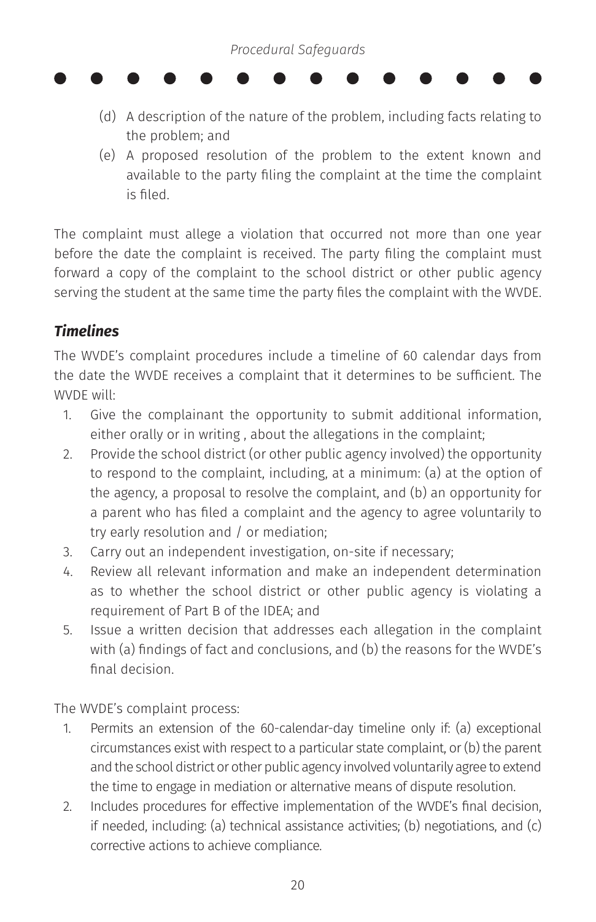(d) A description of the nature of the problem, including facts relating to the problem; and

(e) A proposed resolution of the problem to the extent known and available to the party filing the complaint at the time the complaint is filed.

The complaint must allege a violation that occurred not more than one year before the date the complaint is received. The party filing the complaint must forward a copy of the complaint to the school district or other public agency serving the student at the same time the party files the complaint with the WVDE.

### *Timelines*

The WVDE's complaint procedures include a timeline of 60 calendar days from the date the WVDE receives a complaint that it determines to be sufficient. The WVDE will:

1. Give the complainant the opportunity to submit additional information, either orally or in writing , about the allegations in the complaint;
2. Provide the school district (or other public agency involved) the opportunity to respond to the complaint, including, at a minimum: (a) at the option of the agency, a proposal to resolve the complaint, and (b) an opportunity for a parent who has filed a complaint and the agency to agree voluntarily to try early resolution and / or mediation;
3. Carry out an independent investigation, on-site if necessary;
4. Review all relevant information and make an independent determination as to whether the school district or other public agency is violating a requirement of Part B of the IDEA; and
5. Issue a written decision that addresses each allegation in the complaint with (a) findings of fact and conclusions, and (b) the reasons for the WVDE's final decision.

The WVDE's complaint process:

1. Permits an extension of the 60-calendar-day timeline only if: (a) exceptional circumstances exist with respect to a particular state complaint, or (b) the parent and the school district or other public agency involved voluntarily agree to extend the time to engage in mediation or alternative means of dispute resolution.
2. Includes procedures for effective implementation of the WVDE's final decision, if needed, including: (a) technical assistance activities; (b) negotiations, and (c) corrective actions to achieve compliance.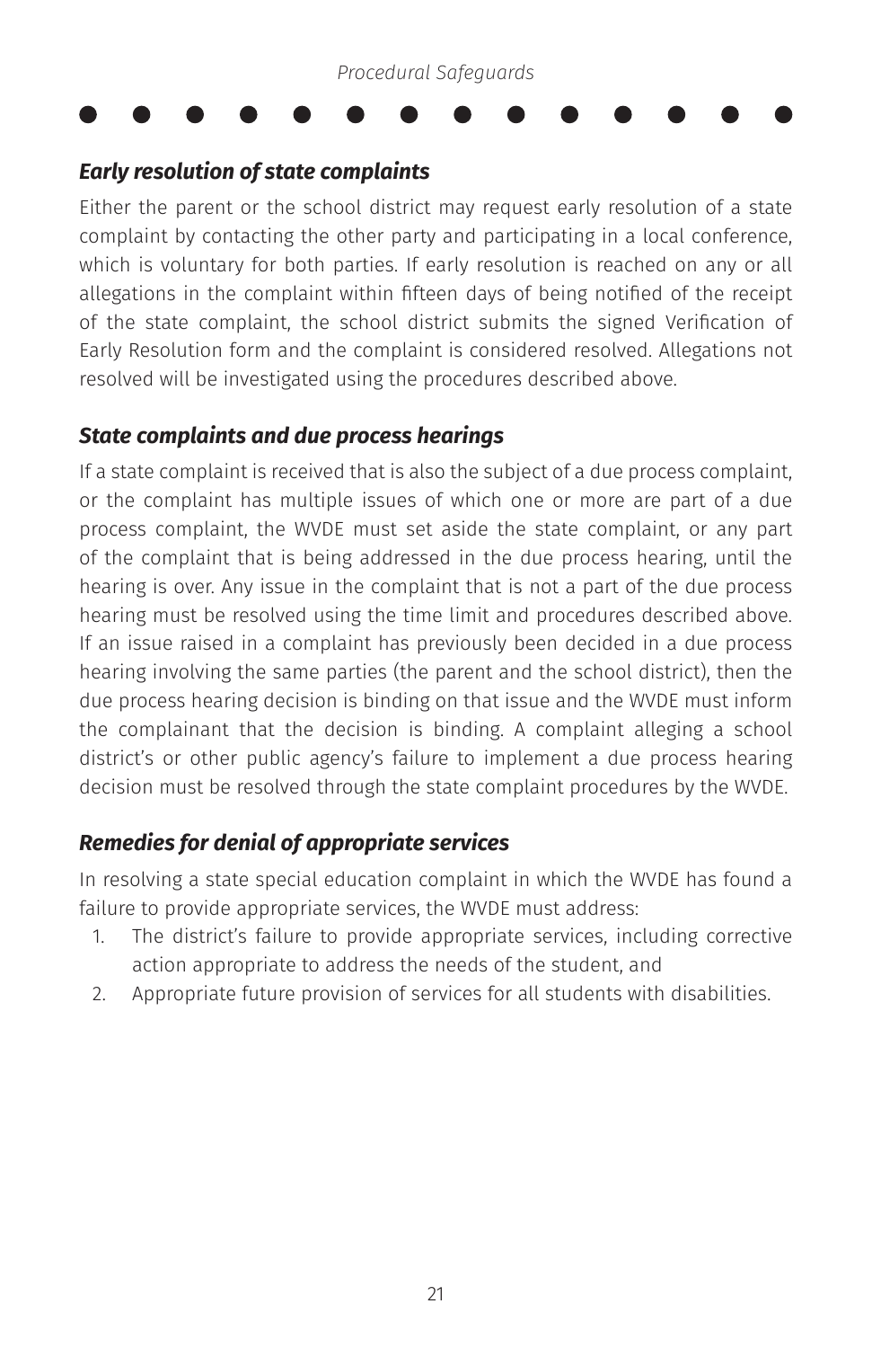### *Early resolution of state complaints*

Either the parent or the school district may request early resolution of a state complaint by contacting the other party and participating in a local conference, which is voluntary for both parties. If early resolution is reached on any or all allegations in the complaint within fifteen days of being notified of the receipt of the state complaint, the school district submits the signed Verification of Early Resolution form and the complaint is considered resolved. Allegations not resolved will be investigated using the procedures described above.

### *State complaints and due process hearings*

If a state complaint is received that is also the subject of a due process complaint, or the complaint has multiple issues of which one or more are part of a due process complaint, the WVDE must set aside the state complaint, or any part of the complaint that is being addressed in the due process hearing, until the hearing is over. Any issue in the complaint that is not a part of the due process hearing must be resolved using the time limit and procedures described above. If an issue raised in a complaint has previously been decided in a due process hearing involving the same parties (the parent and the school district), then the due process hearing decision is binding on that issue and the WVDE must inform the complainant that the decision is binding. A complaint alleging a school district's or other public agency's failure to implement a due process hearing decision must be resolved through the state complaint procedures by the WVDE.

### *Remedies for denial of appropriate services*

In resolving a state special education complaint in which the WVDE has found a failure to provide appropriate services, the WVDE must address:

1. The district's failure to provide appropriate services, including corrective action appropriate to address the needs of the student, and
2. Appropriate future provision of services for all students with disabilities.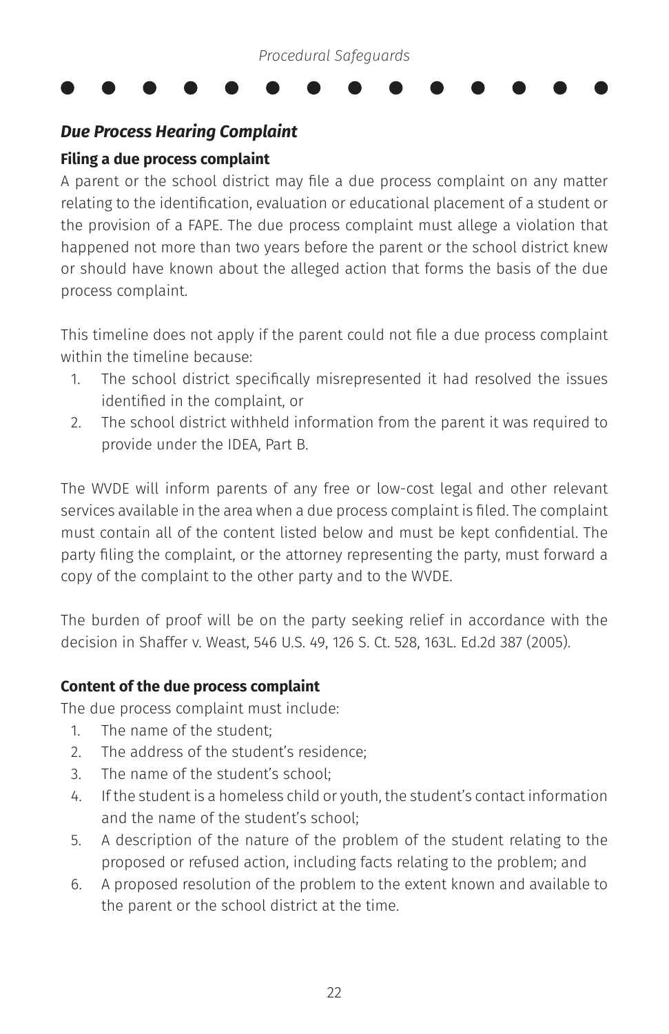## *Due Process Hearing Complaint*

### Filing a due process complaint

A parent or the school district may file a due process complaint on any matter relating to the identification, evaluation or educational placement of a student or the provision of a FAPE. The due process complaint must allege a violation that happened not more than two years before the parent or the school district knew or should have known about the alleged action that forms the basis of the due process complaint.

This timeline does not apply if the parent could not file a due process complaint within the timeline because:

1. The school district specifically misrepresented it had resolved the issues identified in the complaint, or
2. The school district withheld information from the parent it was required to provide under the IDEA, Part B.

The WVDE will inform parents of any free or low-cost legal and other relevant services available in the area when a due process complaint is filed. The complaint must contain all of the content listed below and must be kept confidential. The party filing the complaint, or the attorney representing the party, must forward a copy of the complaint to the other party and to the WVDE.

The burden of proof will be on the party seeking relief in accordance with the decision in Shaffer v. Weast, 546 U.S. 49, 126 S. Ct. 528, 163L. Ed.2d 387 (2005).

### Content of the due process complaint

The due process complaint must include:

1. The name of the student;
2. The address of the student's residence;
3. The name of the student's school;
4. If the student is a homeless child or youth, the student's contact information and the name of the student's school;
5. A description of the nature of the problem of the student relating to the proposed or refused action, including facts relating to the problem; and
6. A proposed resolution of the problem to the extent known and available to the parent or the school district at the time.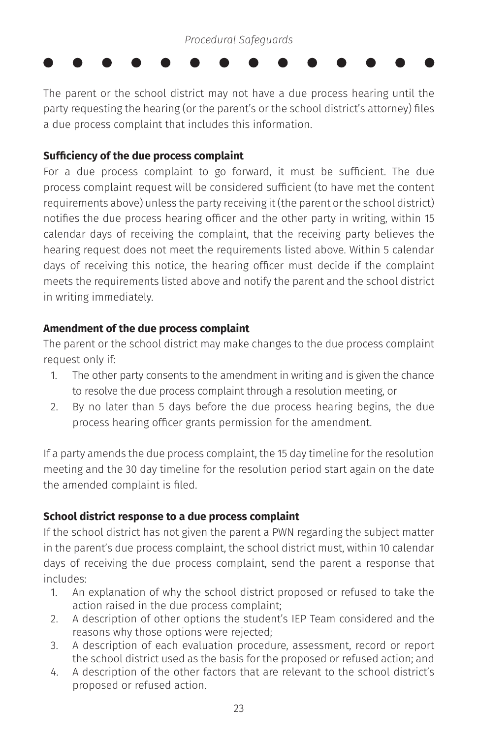The parent or the school district may not have a due process hearing until the party requesting the hearing (or the parent's or the school district's attorney) files a due process complaint that includes this information.

### Sufficiency of the due process complaint

For a due process complaint to go forward, it must be sufficient. The due process complaint request will be considered sufficient (to have met the content requirements above) unless the party receiving it (the parent or the school district) notifies the due process hearing officer and the other party in writing, within 15 calendar days of receiving the complaint, that the receiving party believes the hearing request does not meet the requirements listed above. Within 5 calendar days of receiving this notice, the hearing officer must decide if the complaint meets the requirements listed above and notify the parent and the school district in writing immediately.

### Amendment of the due process complaint

The parent or the school district may make changes to the due process complaint request only if:

1. The other party consents to the amendment in writing and is given the chance to resolve the due process complaint through a resolution meeting, or
2. By no later than 5 days before the due process hearing begins, the due process hearing officer grants permission for the amendment.

If a party amends the due process complaint, the 15 day timeline for the resolution meeting and the 30 day timeline for the resolution period start again on the date the amended complaint is filed.

### School district response to a due process complaint

If the school district has not given the parent a PWN regarding the subject matter in the parent's due process complaint, the school district must, within 10 calendar days of receiving the due process complaint, send the parent a response that includes:

1. An explanation of why the school district proposed or refused to take the action raised in the due process complaint;
2. A description of other options the student's IEP Team considered and the reasons why those options were rejected;
3. A description of each evaluation procedure, assessment, record or report the school district used as the basis for the proposed or refused action; and
4. A description of the other factors that are relevant to the school district's proposed or refused action.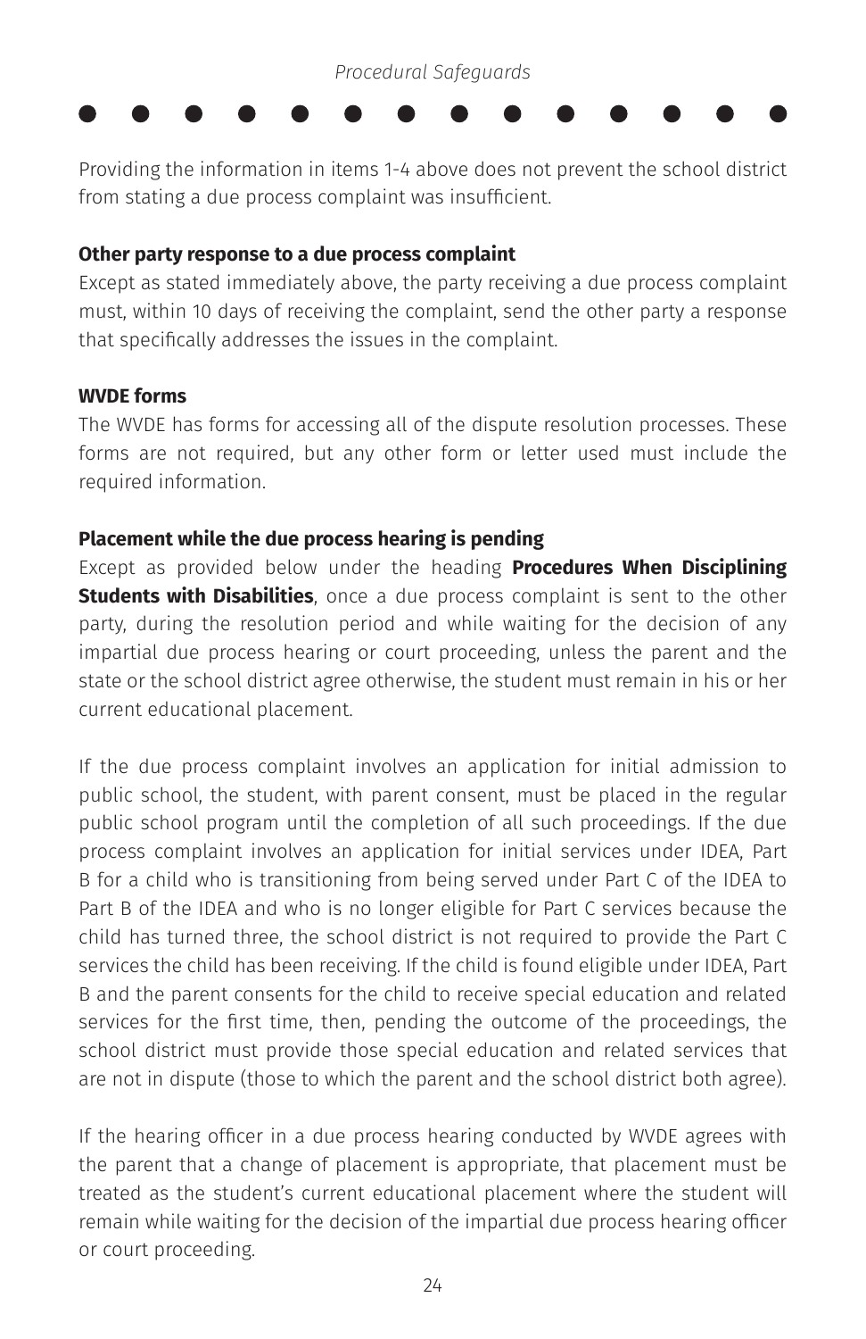Providing the information in items 1-4 above does not prevent the school district from stating a due process complaint was insufficient.

**Other party response to a due process complaint**

Except as stated immediately above, the party receiving a due process complaint must, within 10 days of receiving the complaint, send the other party a response that specifically addresses the issues in the complaint.

**WVDE forms**

The WVDE has forms for accessing all of the dispute resolution processes. These forms are not required, but any other form or letter used must include the required information.

**Placement while the due process hearing is pending**

Except as provided below under the heading **Procedures When Disciplining Students with Disabilities**, once a due process complaint is sent to the other party, during the resolution period and while waiting for the decision of any impartial due process hearing or court proceeding, unless the parent and the state or the school district agree otherwise, the student must remain in his or her current educational placement.

If the due process complaint involves an application for initial admission to public school, the student, with parent consent, must be placed in the regular public school program until the completion of all such proceedings. If the due process complaint involves an application for initial services under IDEA, Part B for a child who is transitioning from being served under Part C of the IDEA to Part B of the IDEA and who is no longer eligible for Part C services because the child has turned three, the school district is not required to provide the Part C services the child has been receiving. If the child is found eligible under IDEA, Part B and the parent consents for the child to receive special education and related services for the first time, then, pending the outcome of the proceedings, the school district must provide those special education and related services that are not in dispute (those to which the parent and the school district both agree).

If the hearing officer in a due process hearing conducted by WVDE agrees with the parent that a change of placement is appropriate, that placement must be treated as the student's current educational placement where the student will remain while waiting for the decision of the impartial due process hearing officer or court proceeding.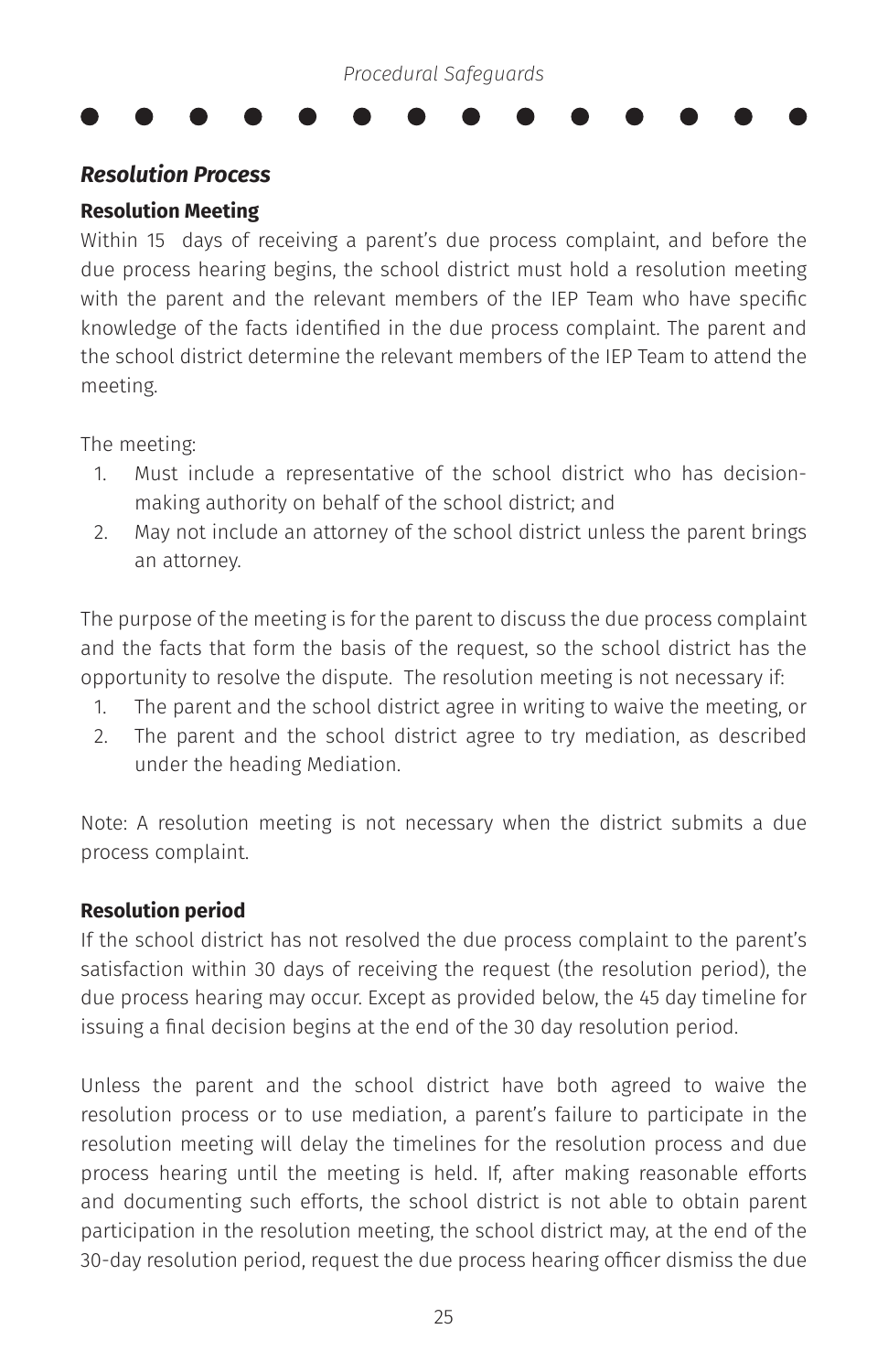### *Resolution Process*

#### Resolution Meeting

Within 15 days of receiving a parent's due process complaint, and before the due process hearing begins, the school district must hold a resolution meeting with the parent and the relevant members of the IEP Team who have specific knowledge of the facts identified in the due process complaint. The parent and the school district determine the relevant members of the IEP Team to attend the meeting.

The meeting:

1. Must include a representative of the school district who has decision-making authority on behalf of the school district; and
2. May not include an attorney of the school district unless the parent brings an attorney.

The purpose of the meeting is for the parent to discuss the due process complaint and the facts that form the basis of the request, so the school district has the opportunity to resolve the dispute. The resolution meeting is not necessary if:

1. The parent and the school district agree in writing to waive the meeting, or
2. The parent and the school district agree to try mediation, as described under the heading Mediation.

Note: A resolution meeting is not necessary when the district submits a due process complaint.

#### Resolution period

If the school district has not resolved the due process complaint to the parent's satisfaction within 30 days of receiving the request (the resolution period), the due process hearing may occur. Except as provided below, the 45 day timeline for issuing a final decision begins at the end of the 30 day resolution period.

Unless the parent and the school district have both agreed to waive the resolution process or to use mediation, a parent's failure to participate in the resolution meeting will delay the timelines for the resolution process and due process hearing until the meeting is held. If, after making reasonable efforts and documenting such efforts, the school district is not able to obtain parent participation in the resolution meeting, the school district may, at the end of the 30-day resolution period, request the due process hearing officer dismiss the due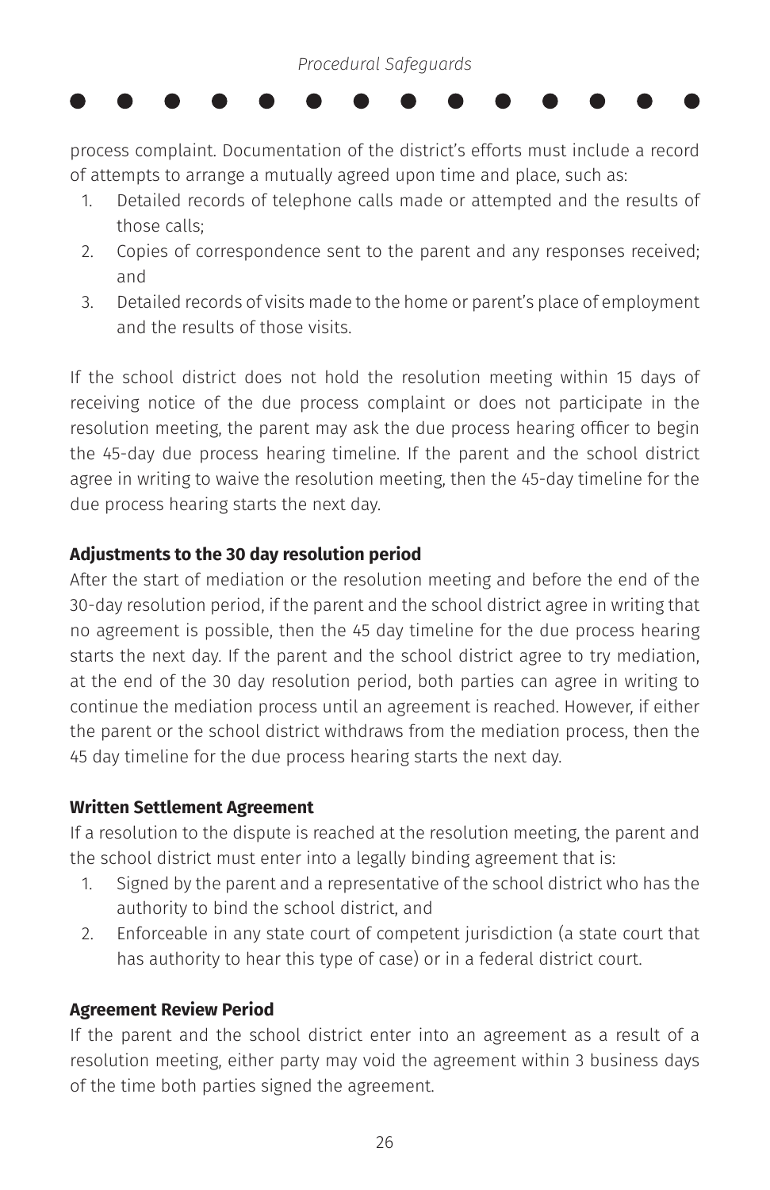process complaint. Documentation of the district's efforts must include a record of attempts to arrange a mutually agreed upon time and place, such as:

1. Detailed records of telephone calls made or attempted and the results of those calls;
2. Copies of correspondence sent to the parent and any responses received; and
3. Detailed records of visits made to the home or parent's place of employment and the results of those visits.

If the school district does not hold the resolution meeting within 15 days of receiving notice of the due process complaint or does not participate in the resolution meeting, the parent may ask the due process hearing officer to begin the 45-day due process hearing timeline. If the parent and the school district agree in writing to waive the resolution meeting, then the 45-day timeline for the due process hearing starts the next day.

**Adjustments to the 30 day resolution period**

After the start of mediation or the resolution meeting and before the end of the 30-day resolution period, if the parent and the school district agree in writing that no agreement is possible, then the 45 day timeline for the due process hearing starts the next day. If the parent and the school district agree to try mediation, at the end of the 30 day resolution period, both parties can agree in writing to continue the mediation process until an agreement is reached. However, if either the parent or the school district withdraws from the mediation process, then the 45 day timeline for the due process hearing starts the next day.

**Written Settlement Agreement**

If a resolution to the dispute is reached at the resolution meeting, the parent and the school district must enter into a legally binding agreement that is:

1. Signed by the parent and a representative of the school district who has the authority to bind the school district, and
2. Enforceable in any state court of competent jurisdiction (a state court that has authority to hear this type of case) or in a federal district court.

**Agreement Review Period**

If the parent and the school district enter into an agreement as a result of a resolution meeting, either party may void the agreement within 3 business days of the time both parties signed the agreement.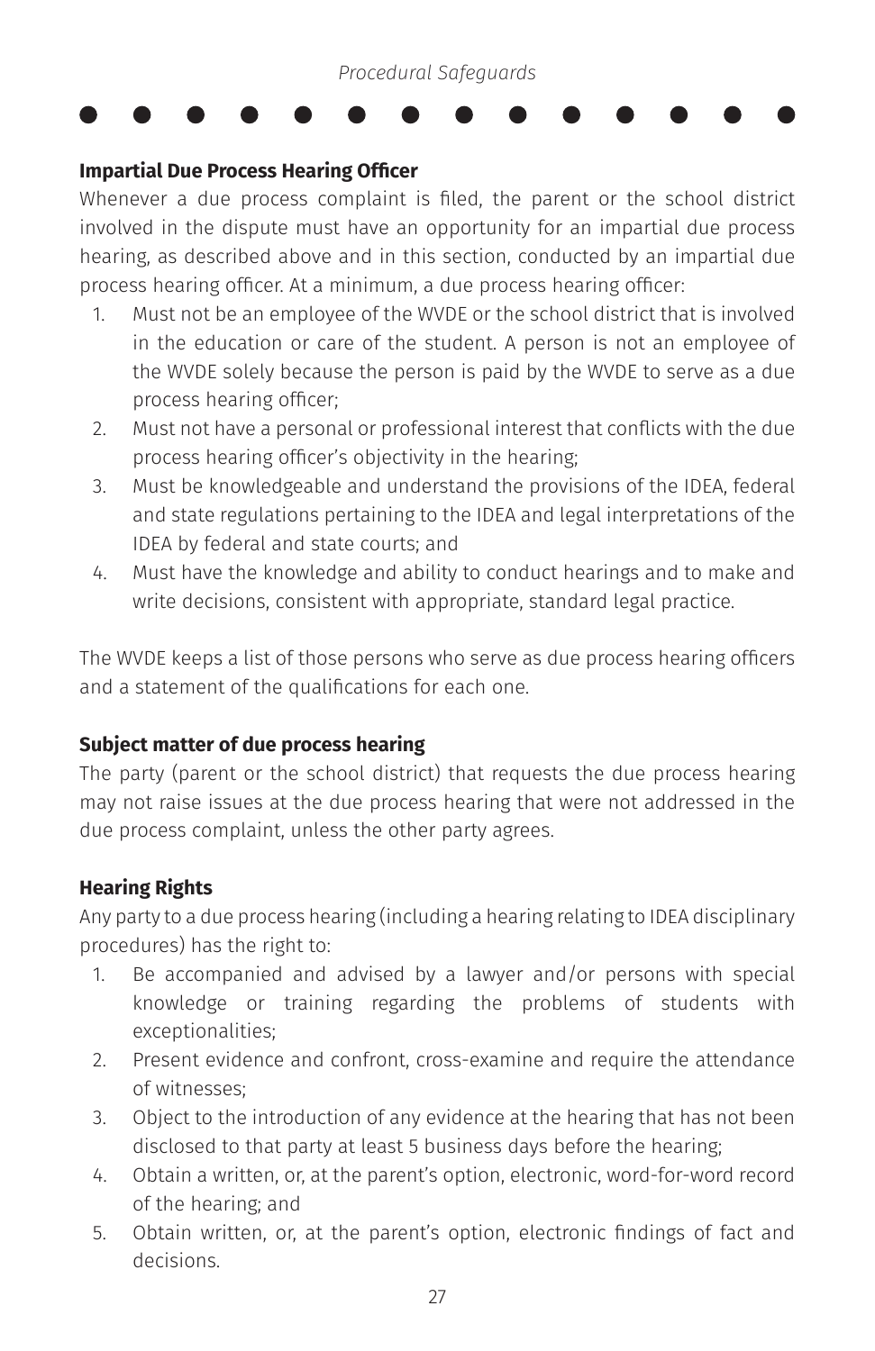### Impartial Due Process Hearing Officer

Whenever a due process complaint is filed, the parent or the school district involved in the dispute must have an opportunity for an impartial due process hearing, as described above and in this section, conducted by an impartial due process hearing officer. At a minimum, a due process hearing officer:

1. Must not be an employee of the WVDE or the school district that is involved in the education or care of the student. A person is not an employee of the WVDE solely because the person is paid by the WVDE to serve as a due process hearing officer;
2. Must not have a personal or professional interest that conflicts with the due process hearing officer's objectivity in the hearing;
3. Must be knowledgeable and understand the provisions of the IDEA, federal and state regulations pertaining to the IDEA and legal interpretations of the IDEA by federal and state courts; and
4. Must have the knowledge and ability to conduct hearings and to make and write decisions, consistent with appropriate, standard legal practice.

The WVDE keeps a list of those persons who serve as due process hearing officers and a statement of the qualifications for each one.

### Subject matter of due process hearing

The party (parent or the school district) that requests the due process hearing may not raise issues at the due process hearing that were not addressed in the due process complaint, unless the other party agrees.

### Hearing Rights

Any party to a due process hearing (including a hearing relating to IDEA disciplinary procedures) has the right to:

1. Be accompanied and advised by a lawyer and/or persons with special knowledge or training regarding the problems of students with exceptionalities;
2. Present evidence and confront, cross-examine and require the attendance of witnesses;
3. Object to the introduction of any evidence at the hearing that has not been disclosed to that party at least 5 business days before the hearing;
4. Obtain a written, or, at the parent's option, electronic, word-for-word record of the hearing; and
5. Obtain written, or, at the parent's option, electronic findings of fact and decisions.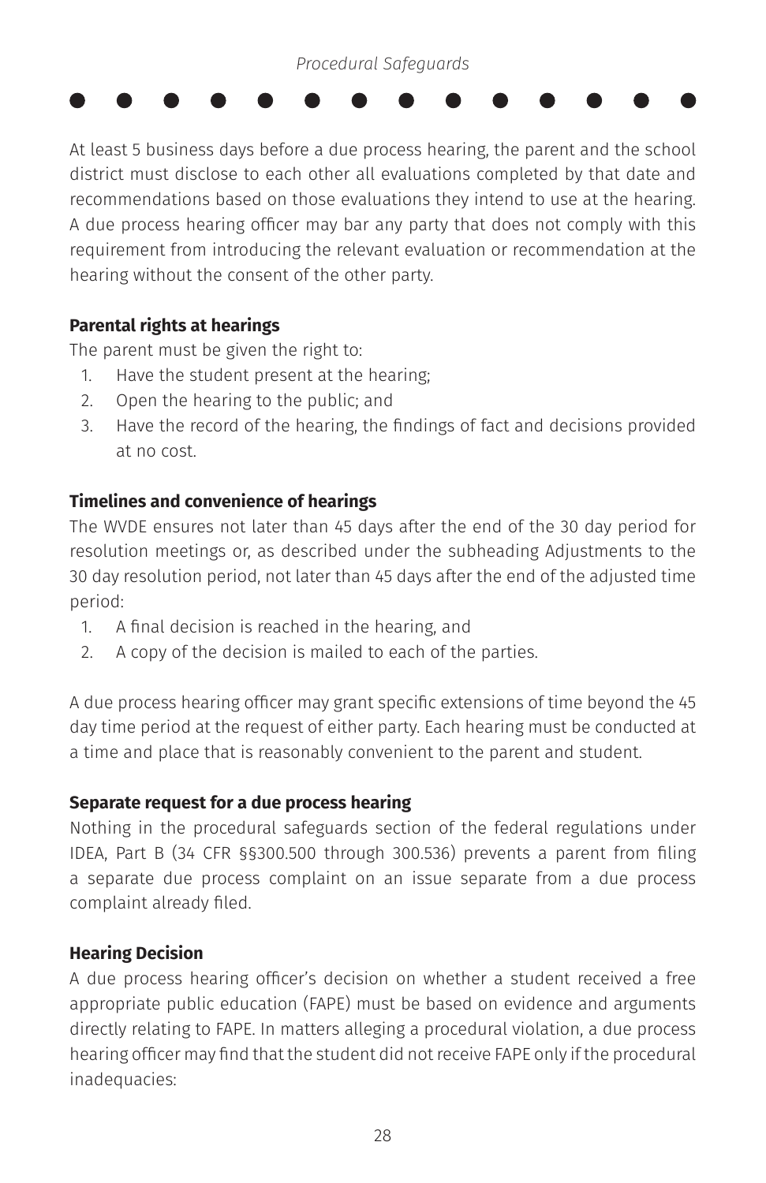At least 5 business days before a due process hearing, the parent and the school district must disclose to each other all evaluations completed by that date and recommendations based on those evaluations they intend to use at the hearing. A due process hearing officer may bar any party that does not comply with this requirement from introducing the relevant evaluation or recommendation at the hearing without the consent of the other party.

**Parental rights at hearings**

The parent must be given the right to:

1. Have the student present at the hearing;
2. Open the hearing to the public; and
3. Have the record of the hearing, the findings of fact and decisions provided at no cost.

**Timelines and convenience of hearings**

The WVDE ensures not later than 45 days after the end of the 30 day period for resolution meetings or, as described under the subheading Adjustments to the 30 day resolution period, not later than 45 days after the end of the adjusted time period:

1. A final decision is reached in the hearing, and
2. A copy of the decision is mailed to each of the parties.

A due process hearing officer may grant specific extensions of time beyond the 45 day time period at the request of either party. Each hearing must be conducted at a time and place that is reasonably convenient to the parent and student.

**Separate request for a due process hearing**

Nothing in the procedural safeguards section of the federal regulations under IDEA, Part B (34 CFR §§300.500 through 300.536) prevents a parent from filing a separate due process complaint on an issue separate from a due process complaint already filed.

**Hearing Decision**

A due process hearing officer's decision on whether a student received a free appropriate public education (FAPE) must be based on evidence and arguments directly relating to FAPE. In matters alleging a procedural violation, a due process hearing officer may find that the student did not receive FAPE only if the procedural inadequacies: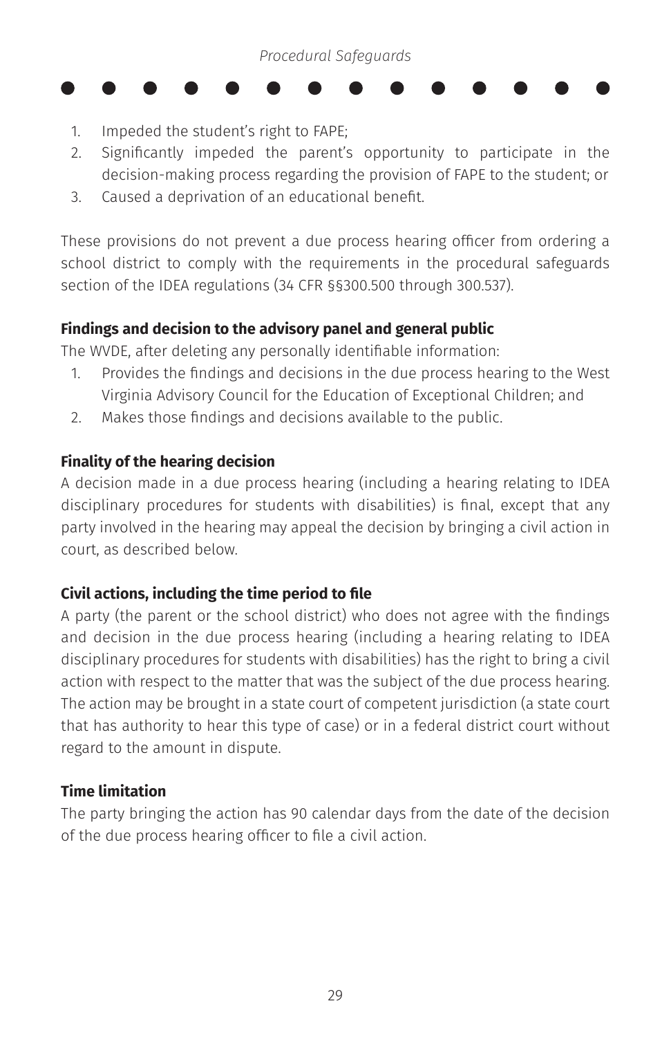1. Impeded the student's right to FAPE;
2. Significantly impeded the parent's opportunity to participate in the decision-making process regarding the provision of FAPE to the student; or
3. Caused a deprivation of an educational benefit.

These provisions do not prevent a due process hearing officer from ordering a school district to comply with the requirements in the procedural safeguards section of the IDEA regulations (34 CFR §§300.500 through 300.537).

**Findings and decision to the advisory panel and general public**

The WVDE, after deleting any personally identifiable information:

1. Provides the findings and decisions in the due process hearing to the West Virginia Advisory Council for the Education of Exceptional Children; and
2. Makes those findings and decisions available to the public.

**Finality of the hearing decision**

A decision made in a due process hearing (including a hearing relating to IDEA disciplinary procedures for students with disabilities) is final, except that any party involved in the hearing may appeal the decision by bringing a civil action in court, as described below.

**Civil actions, including the time period to file**

A party (the parent or the school district) who does not agree with the findings and decision in the due process hearing (including a hearing relating to IDEA disciplinary procedures for students with disabilities) has the right to bring a civil action with respect to the matter that was the subject of the due process hearing. The action may be brought in a state court of competent jurisdiction (a state court that has authority to hear this type of case) or in a federal district court without regard to the amount in dispute.

**Time limitation**

The party bringing the action has 90 calendar days from the date of the decision of the due process hearing officer to file a civil action.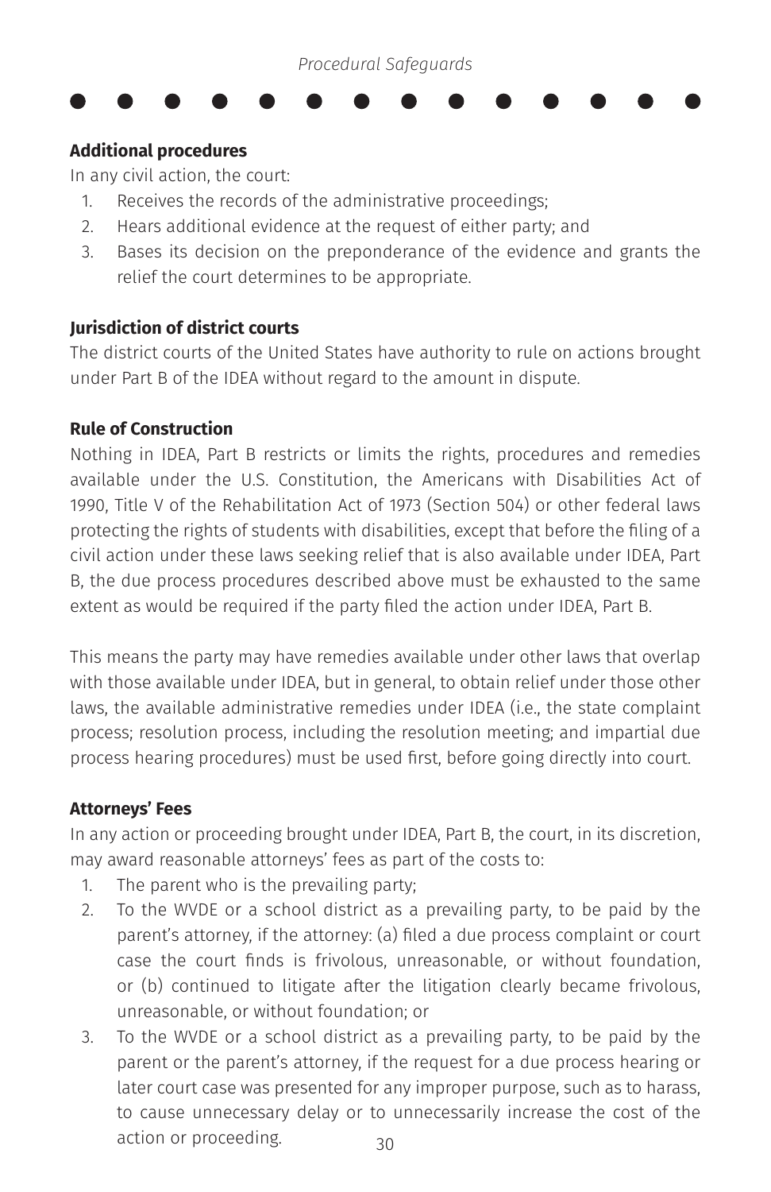### Additional procedures

In any civil action, the court:

1. Receives the records of the administrative proceedings;
2. Hears additional evidence at the request of either party; and
3. Bases its decision on the preponderance of the evidence and grants the relief the court determines to be appropriate.

### Jurisdiction of district courts

The district courts of the United States have authority to rule on actions brought under Part B of the IDEA without regard to the amount in dispute.

### Rule of Construction

Nothing in IDEA, Part B restricts or limits the rights, procedures and remedies available under the U.S. Constitution, the Americans with Disabilities Act of 1990, Title V of the Rehabilitation Act of 1973 (Section 504) or other federal laws protecting the rights of students with disabilities, except that before the filing of a civil action under these laws seeking relief that is also available under IDEA, Part B, the due process procedures described above must be exhausted to the same extent as would be required if the party filed the action under IDEA, Part B.

This means the party may have remedies available under other laws that overlap with those available under IDEA, but in general, to obtain relief under those other laws, the available administrative remedies under IDEA (i.e., the state complaint process; resolution process, including the resolution meeting; and impartial due process hearing procedures) must be used first, before going directly into court.

### Attorneys' Fees

In any action or proceeding brought under IDEA, Part B, the court, in its discretion, may award reasonable attorneys' fees as part of the costs to:

1. The parent who is the prevailing party;
2. To the WVDE or a school district as a prevailing party, to be paid by the parent's attorney, if the attorney: (a) filed a due process complaint or court case the court finds is frivolous, unreasonable, or without foundation, or (b) continued to litigate after the litigation clearly became frivolous, unreasonable, or without foundation; or
3. To the WVDE or a school district as a prevailing party, to be paid by the parent or the parent's attorney, if the request for a due process hearing or later court case was presented for any improper purpose, such as to harass, to cause unnecessary delay or to unnecessarily increase the cost of the action or proceeding.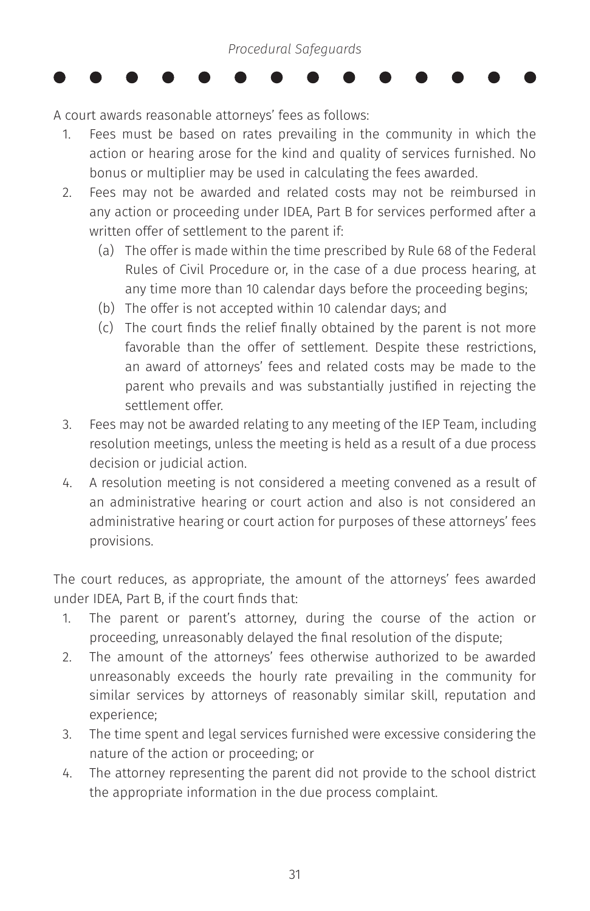A court awards reasonable attorneys' fees as follows:

1. Fees must be based on rates prevailing in the community in which the action or hearing arose for the kind and quality of services furnished. No bonus or multiplier may be used in calculating the fees awarded.
2. Fees may not be awarded and related costs may not be reimbursed in any action or proceeding under IDEA, Part B for services performed after a written offer of settlement to the parent if:
   (a) The offer is made within the time prescribed by Rule 68 of the Federal Rules of Civil Procedure or, in the case of a due process hearing, at any time more than 10 calendar days before the proceeding begins;
   (b) The offer is not accepted within 10 calendar days; and
   (c) The court finds the relief finally obtained by the parent is not more favorable than the offer of settlement. Despite these restrictions, an award of attorneys' fees and related costs may be made to the parent who prevails and was substantially justified in rejecting the settlement offer.
3. Fees may not be awarded relating to any meeting of the IEP Team, including resolution meetings, unless the meeting is held as a result of a due process decision or judicial action.
4. A resolution meeting is not considered a meeting convened as a result of an administrative hearing or court action and also is not considered an administrative hearing or court action for purposes of these attorneys' fees provisions.

The court reduces, as appropriate, the amount of the attorneys' fees awarded under IDEA, Part B, if the court finds that:

1. The parent or parent's attorney, during the course of the action or proceeding, unreasonably delayed the final resolution of the dispute;
2. The amount of the attorneys' fees otherwise authorized to be awarded unreasonably exceeds the hourly rate prevailing in the community for similar services by attorneys of reasonably similar skill, reputation and experience;
3. The time spent and legal services furnished were excessive considering the nature of the action or proceeding; or
4. The attorney representing the parent did not provide to the school district the appropriate information in the due process complaint.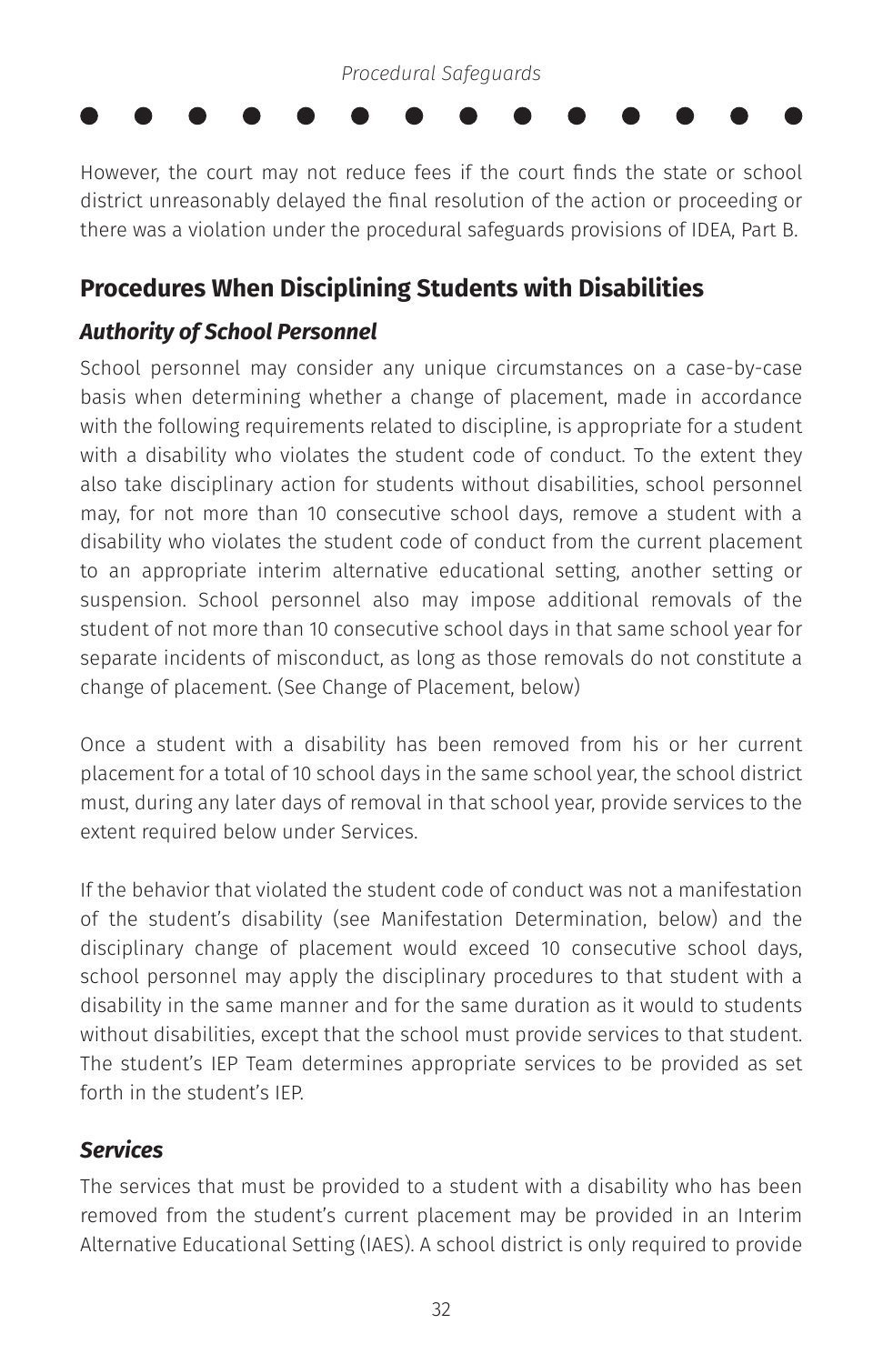However, the court may not reduce fees if the court finds the state or school district unreasonably delayed the final resolution of the action or proceeding or there was a violation under the procedural safeguards provisions of IDEA, Part B.

## Procedures When Disciplining Students with Disabilities

### *Authority of School Personnel*

School personnel may consider any unique circumstances on a case-by-case basis when determining whether a change of placement, made in accordance with the following requirements related to discipline, is appropriate for a student with a disability who violates the student code of conduct. To the extent they also take disciplinary action for students without disabilities, school personnel may, for not more than 10 consecutive school days, remove a student with a disability who violates the student code of conduct from the current placement to an appropriate interim alternative educational setting, another setting or suspension. School personnel also may impose additional removals of the student of not more than 10 consecutive school days in that same school year for separate incidents of misconduct, as long as those removals do not constitute a change of placement. (See Change of Placement, below)

Once a student with a disability has been removed from his or her current placement for a total of 10 school days in the same school year, the school district must, during any later days of removal in that school year, provide services to the extent required below under Services.

If the behavior that violated the student code of conduct was not a manifestation of the student's disability (see Manifestation Determination, below) and the disciplinary change of placement would exceed 10 consecutive school days, school personnel may apply the disciplinary procedures to that student with a disability in the same manner and for the same duration as it would to students without disabilities, except that the school must provide services to that student. The student's IEP Team determines appropriate services to be provided as set forth in the student's IEP.

### *Services*

The services that must be provided to a student with a disability who has been removed from the student's current placement may be provided in an Interim Alternative Educational Setting (IAES). A school district is only required to provide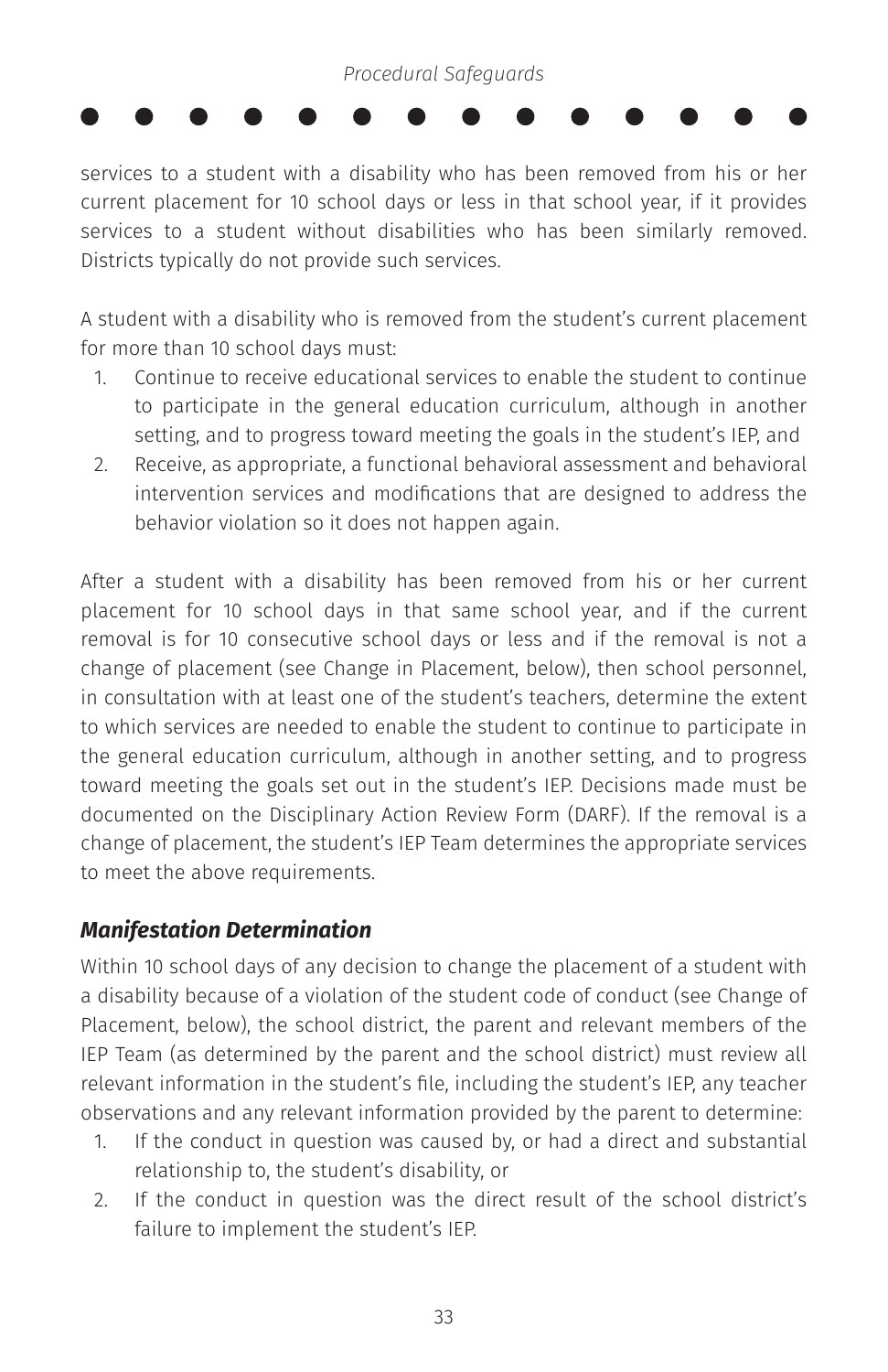services to a student with a disability who has been removed from his or her current placement for 10 school days or less in that school year, if it provides services to a student without disabilities who has been similarly removed. Districts typically do not provide such services.

A student with a disability who is removed from the student's current placement for more than 10 school days must:

1. Continue to receive educational services to enable the student to continue to participate in the general education curriculum, although in another setting, and to progress toward meeting the goals in the student's IEP, and
2. Receive, as appropriate, a functional behavioral assessment and behavioral intervention services and modifications that are designed to address the behavior violation so it does not happen again.

After a student with a disability has been removed from his or her current placement for 10 school days in that same school year, and if the current removal is for 10 consecutive school days or less and if the removal is not a change of placement (see Change in Placement, below), then school personnel, in consultation with at least one of the student's teachers, determine the extent to which services are needed to enable the student to continue to participate in the general education curriculum, although in another setting, and to progress toward meeting the goals set out in the student's IEP. Decisions made must be documented on the Disciplinary Action Review Form (DARF). If the removal is a change of placement, the student's IEP Team determines the appropriate services to meet the above requirements.

### *Manifestation Determination*

Within 10 school days of any decision to change the placement of a student with a disability because of a violation of the student code of conduct (see Change of Placement, below), the school district, the parent and relevant members of the IEP Team (as determined by the parent and the school district) must review all relevant information in the student's file, including the student's IEP, any teacher observations and any relevant information provided by the parent to determine:

1. If the conduct in question was caused by, or had a direct and substantial relationship to, the student's disability, or
2. If the conduct in question was the direct result of the school district's failure to implement the student's IEP.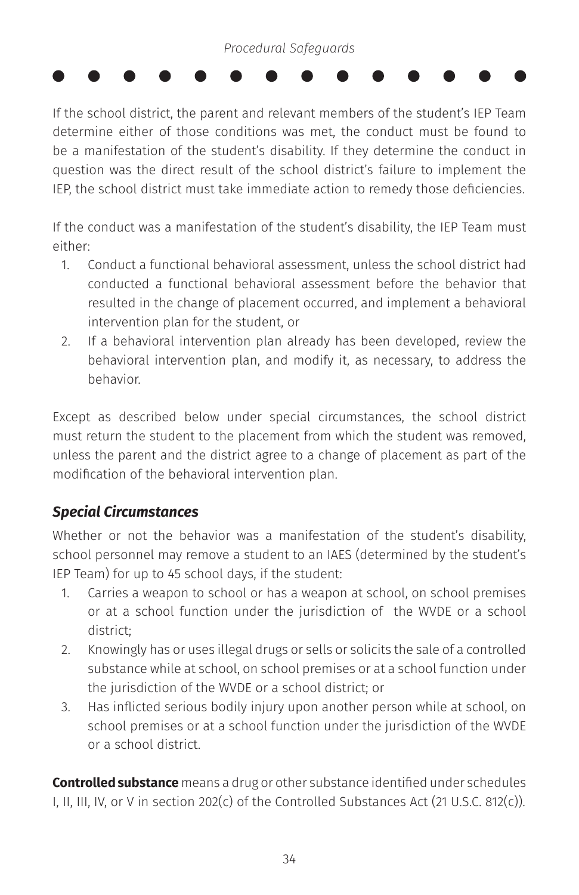If the school district, the parent and relevant members of the student's IEP Team determine either of those conditions was met, the conduct must be found to be a manifestation of the student's disability. If they determine the conduct in question was the direct result of the school district's failure to implement the IEP, the school district must take immediate action to remedy those deficiencies.

If the conduct was a manifestation of the student's disability, the IEP Team must either:

1. Conduct a functional behavioral assessment, unless the school district had conducted a functional behavioral assessment before the behavior that resulted in the change of placement occurred, and implement a behavioral intervention plan for the student, or
2. If a behavioral intervention plan already has been developed, review the behavioral intervention plan, and modify it, as necessary, to address the behavior.

Except as described below under special circumstances, the school district must return the student to the placement from which the student was removed, unless the parent and the district agree to a change of placement as part of the modification of the behavioral intervention plan.

### *Special Circumstances*

Whether or not the behavior was a manifestation of the student's disability, school personnel may remove a student to an IAES (determined by the student's IEP Team) for up to 45 school days, if the student:

1. Carries a weapon to school or has a weapon at school, on school premises or at a school function under the jurisdiction of the WVDE or a school district;
2. Knowingly has or uses illegal drugs or sells or solicits the sale of a controlled substance while at school, on school premises or at a school function under the jurisdiction of the WVDE or a school district; or
3. Has inflicted serious bodily injury upon another person while at school, on school premises or at a school function under the jurisdiction of the WVDE or a school district.

**Controlled substance** means a drug or other substance identified under schedules I, II, III, IV, or V in section 202(c) of the Controlled Substances Act (21 U.S.C. 812(c)).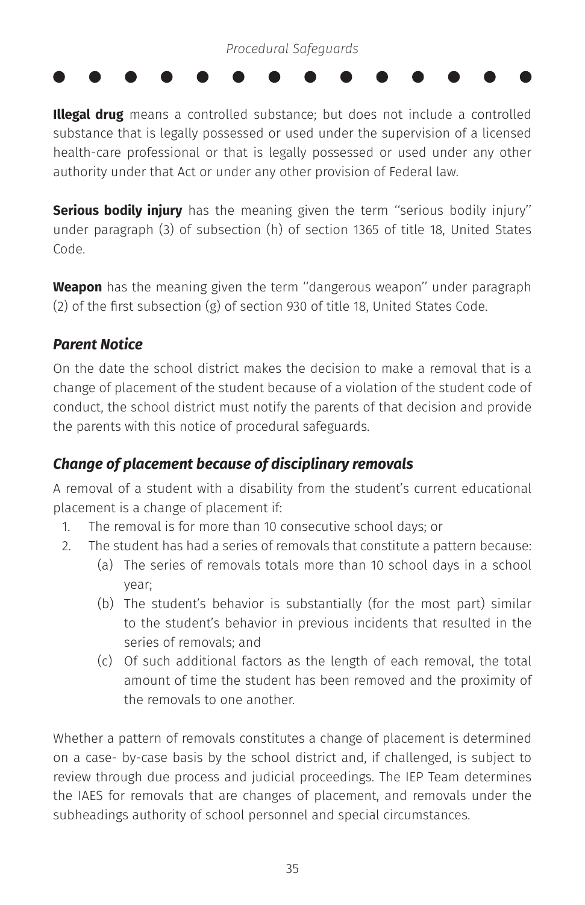**Illegal drug** means a controlled substance; but does not include a controlled substance that is legally possessed or used under the supervision of a licensed health-care professional or that is legally possessed or used under any other authority under that Act or under any other provision of Federal law.

**Serious bodily injury** has the meaning given the term ''serious bodily injury'' under paragraph (3) of subsection (h) of section 1365 of title 18, United States Code.

**Weapon** has the meaning given the term ''dangerous weapon'' under paragraph (2) of the first subsection (g) of section 930 of title 18, United States Code.

### *Parent Notice*

On the date the school district makes the decision to make a removal that is a change of placement of the student because of a violation of the student code of conduct, the school district must notify the parents of that decision and provide the parents with this notice of procedural safeguards.

### *Change of placement because of disciplinary removals*

A removal of a student with a disability from the student's current educational placement is a change of placement if:

1. The removal is for more than 10 consecutive school days; or
2. The student has had a series of removals that constitute a pattern because:
   (a) The series of removals totals more than 10 school days in a school year;
   (b) The student's behavior is substantially (for the most part) similar to the student's behavior in previous incidents that resulted in the series of removals; and
   (c) Of such additional factors as the length of each removal, the total amount of time the student has been removed and the proximity of the removals to one another.

Whether a pattern of removals constitutes a change of placement is determined on a case- by-case basis by the school district and, if challenged, is subject to review through due process and judicial proceedings. The IEP Team determines the IAES for removals that are changes of placement, and removals under the subheadings authority of school personnel and special circumstances.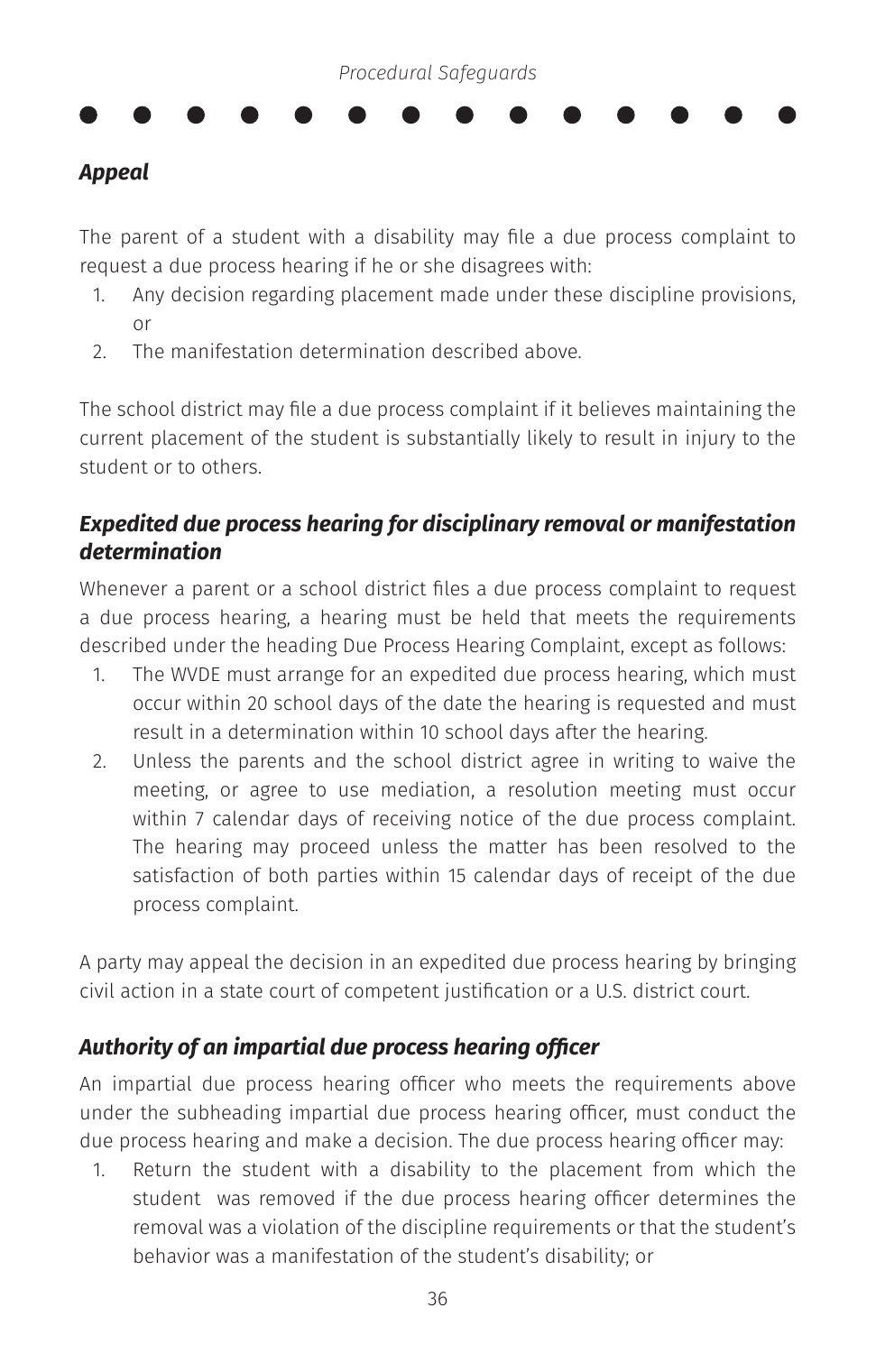### *Appeal*

The parent of a student with a disability may file a due process complaint to request a due process hearing if he or she disagrees with:

1. Any decision regarding placement made under these discipline provisions, or
2. The manifestation determination described above.

The school district may file a due process complaint if it believes maintaining the current placement of the student is substantially likely to result in injury to the student or to others.

### *Expedited due process hearing for disciplinary removal or manifestation determination*

Whenever a parent or a school district files a due process complaint to request a due process hearing, a hearing must be held that meets the requirements described under the heading Due Process Hearing Complaint, except as follows:

1. The WVDE must arrange for an expedited due process hearing, which must occur within 20 school days of the date the hearing is requested and must result in a determination within 10 school days after the hearing.
2. Unless the parents and the school district agree in writing to waive the meeting, or agree to use mediation, a resolution meeting must occur within 7 calendar days of receiving notice of the due process complaint. The hearing may proceed unless the matter has been resolved to the satisfaction of both parties within 15 calendar days of receipt of the due process complaint.

A party may appeal the decision in an expedited due process hearing by bringing civil action in a state court of competent justification or a U.S. district court.

### *Authority of an impartial due process hearing officer*

An impartial due process hearing officer who meets the requirements above under the subheading impartial due process hearing officer, must conduct the due process hearing and make a decision. The due process hearing officer may:

1. Return the student with a disability to the placement from which the student was removed if the due process hearing officer determines the removal was a violation of the discipline requirements or that the student's behavior was a manifestation of the student's disability; or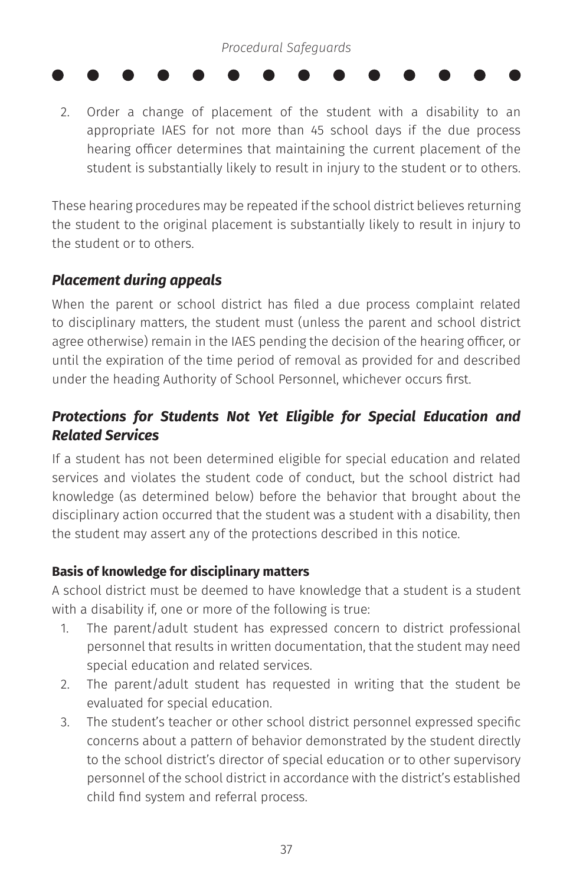2. Order a change of placement of the student with a disability to an appropriate IAES for not more than 45 school days if the due process hearing officer determines that maintaining the current placement of the student is substantially likely to result in injury to the student or to others.

These hearing procedures may be repeated if the school district believes returning the student to the original placement is substantially likely to result in injury to the student or to others.

### *Placement during appeals*

When the parent or school district has filed a due process complaint related to disciplinary matters, the student must (unless the parent and school district agree otherwise) remain in the IAES pending the decision of the hearing officer, or until the expiration of the time period of removal as provided for and described under the heading Authority of School Personnel, whichever occurs first.

### *Protections for Students Not Yet Eligible for Special Education and Related Services*

If a student has not been determined eligible for special education and related services and violates the student code of conduct, but the school district had knowledge (as determined below) before the behavior that brought about the disciplinary action occurred that the student was a student with a disability, then the student may assert any of the protections described in this notice.

#### **Basis of knowledge for disciplinary matters**

A school district must be deemed to have knowledge that a student is a student with a disability if, one or more of the following is true:

1. The parent/adult student has expressed concern to district professional personnel that results in written documentation, that the student may need special education and related services.
2. The parent/adult student has requested in writing that the student be evaluated for special education.
3. The student's teacher or other school district personnel expressed specific concerns about a pattern of behavior demonstrated by the student directly to the school district's director of special education or to other supervisory personnel of the school district in accordance with the district's established child find system and referral process.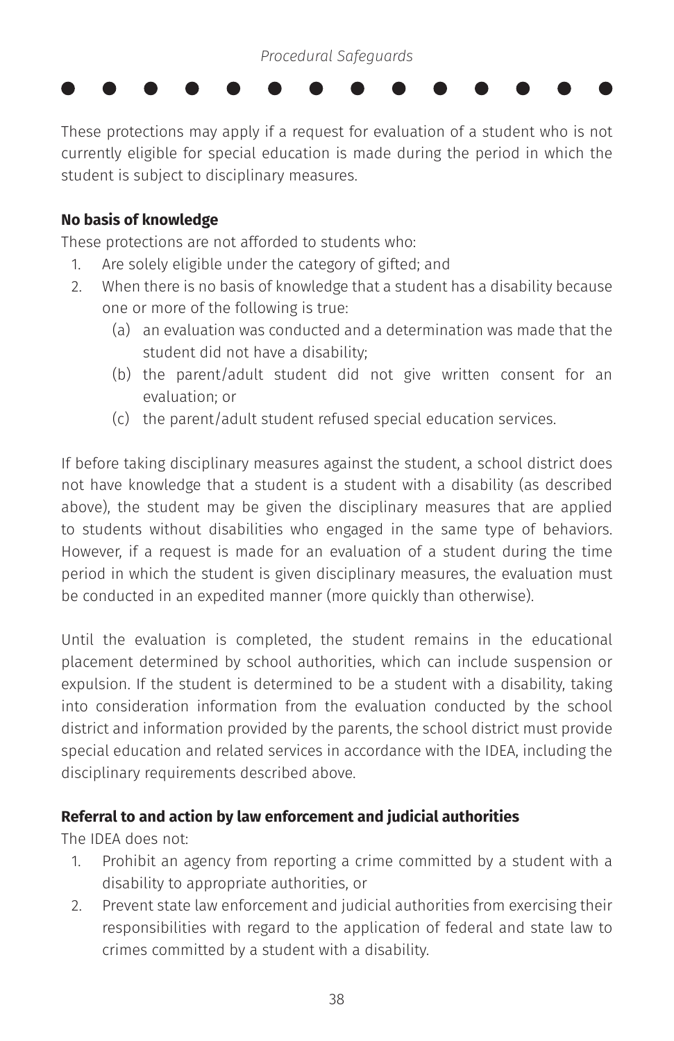These protections may apply if a request for evaluation of a student who is not currently eligible for special education is made during the period in which the student is subject to disciplinary measures.

**No basis of knowledge**

These protections are not afforded to students who:

1. Are solely eligible under the category of gifted; and
2. When there is no basis of knowledge that a student has a disability because one or more of the following is true:
   (a) an evaluation was conducted and a determination was made that the student did not have a disability;
   (b) the parent/adult student did not give written consent for an evaluation; or
   (c) the parent/adult student refused special education services.

If before taking disciplinary measures against the student, a school district does not have knowledge that a student is a student with a disability (as described above), the student may be given the disciplinary measures that are applied to students without disabilities who engaged in the same type of behaviors. However, if a request is made for an evaluation of a student during the time period in which the student is given disciplinary measures, the evaluation must be conducted in an expedited manner (more quickly than otherwise).

Until the evaluation is completed, the student remains in the educational placement determined by school authorities, which can include suspension or expulsion. If the student is determined to be a student with a disability, taking into consideration information from the evaluation conducted by the school district and information provided by the parents, the school district must provide special education and related services in accordance with the IDEA, including the disciplinary requirements described above.

**Referral to and action by law enforcement and judicial authorities**

The IDEA does not:

1. Prohibit an agency from reporting a crime committed by a student with a disability to appropriate authorities, or
2. Prevent state law enforcement and judicial authorities from exercising their responsibilities with regard to the application of federal and state law to crimes committed by a student with a disability.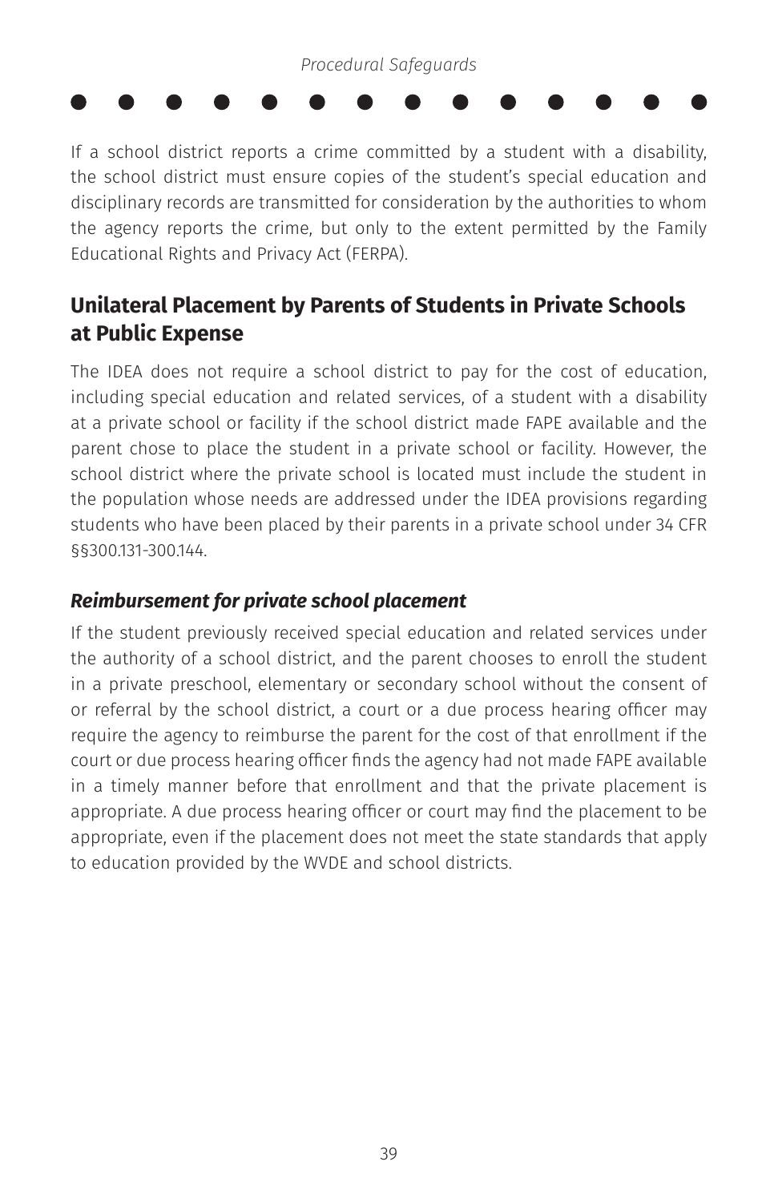If a school district reports a crime committed by a student with a disability, the school district must ensure copies of the student's special education and disciplinary records are transmitted for consideration by the authorities to whom the agency reports the crime, but only to the extent permitted by the Family Educational Rights and Privacy Act (FERPA).

## Unilateral Placement by Parents of Students in Private Schools at Public Expense

The IDEA does not require a school district to pay for the cost of education, including special education and related services, of a student with a disability at a private school or facility if the school district made FAPE available and the parent chose to place the student in a private school or facility. However, the school district where the private school is located must include the student in the population whose needs are addressed under the IDEA provisions regarding students who have been placed by their parents in a private school under 34 CFR §§300.131-300.144.

### *Reimbursement for private school placement*

If the student previously received special education and related services under the authority of a school district, and the parent chooses to enroll the student in a private preschool, elementary or secondary school without the consent of or referral by the school district, a court or a due process hearing officer may require the agency to reimburse the parent for the cost of that enrollment if the court or due process hearing officer finds the agency had not made FAPE available in a timely manner before that enrollment and that the private placement is appropriate. A due process hearing officer or court may find the placement to be appropriate, even if the placement does not meet the state standards that apply to education provided by the WVDE and school districts.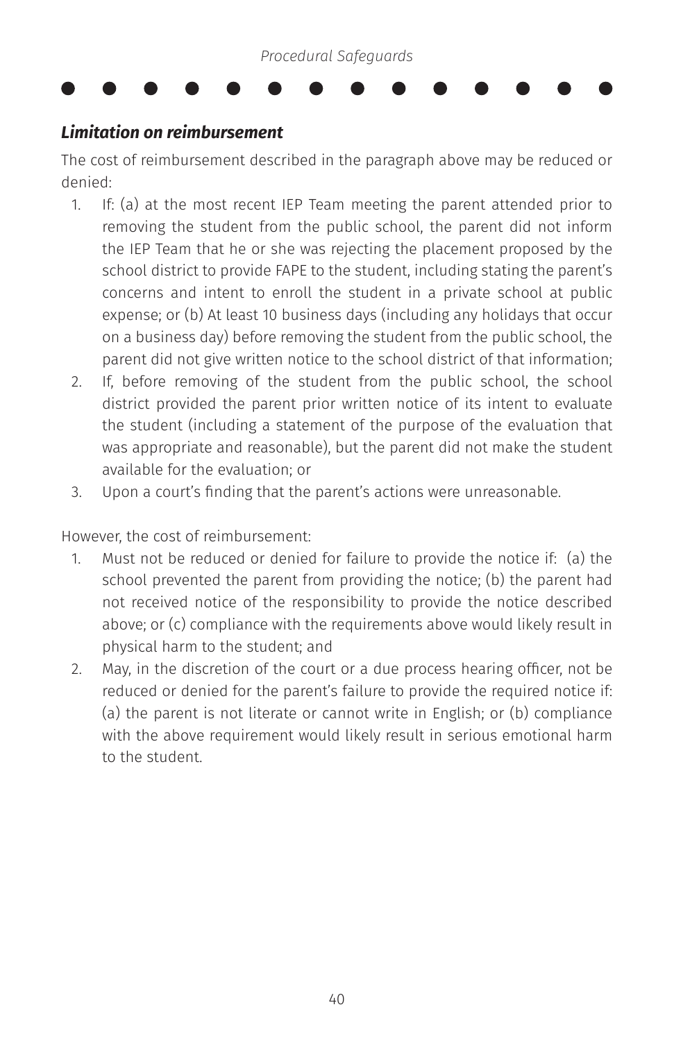### *Limitation on reimbursement*

The cost of reimbursement described in the paragraph above may be reduced or denied:

1. If: (a) at the most recent IEP Team meeting the parent attended prior to removing the student from the public school, the parent did not inform the IEP Team that he or she was rejecting the placement proposed by the school district to provide FAPE to the student, including stating the parent's concerns and intent to enroll the student in a private school at public expense; or (b) At least 10 business days (including any holidays that occur on a business day) before removing the student from the public school, the parent did not give written notice to the school district of that information;
2. If, before removing of the student from the public school, the school district provided the parent prior written notice of its intent to evaluate the student (including a statement of the purpose of the evaluation that was appropriate and reasonable), but the parent did not make the student available for the evaluation; or
3. Upon a court's finding that the parent's actions were unreasonable.

However, the cost of reimbursement:

1. Must not be reduced or denied for failure to provide the notice if: (a) the school prevented the parent from providing the notice; (b) the parent had not received notice of the responsibility to provide the notice described above; or (c) compliance with the requirements above would likely result in physical harm to the student; and
2. May, in the discretion of the court or a due process hearing officer, not be reduced or denied for the parent's failure to provide the required notice if: (a) the parent is not literate or cannot write in English; or (b) compliance with the above requirement would likely result in serious emotional harm to the student.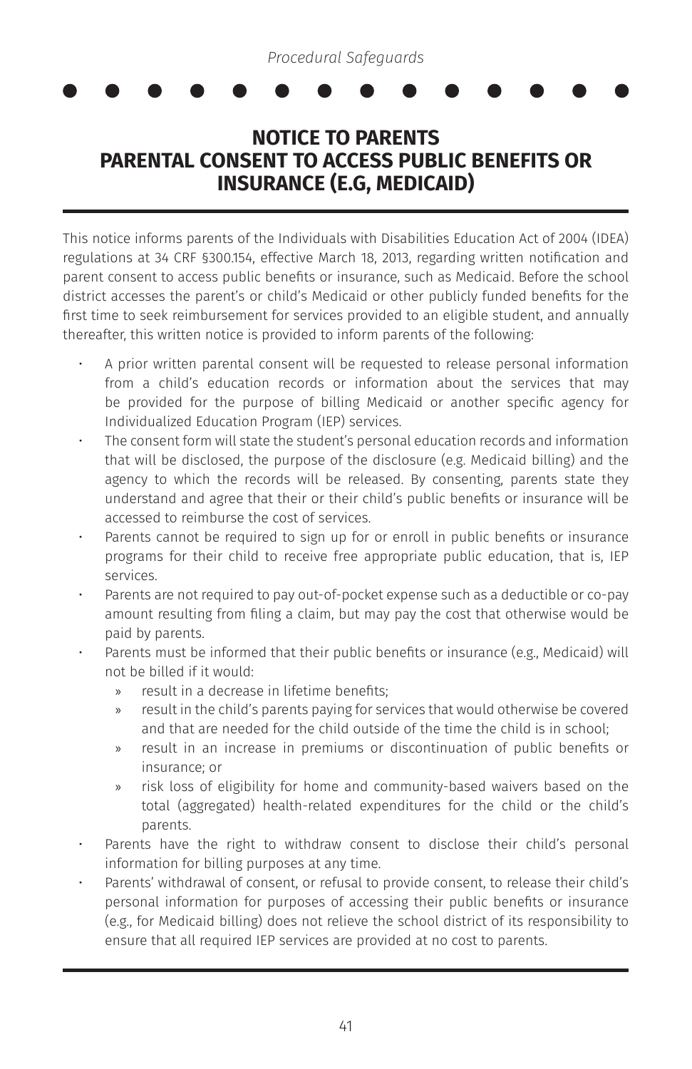# NOTICE TO PARENTS
# PARENTAL CONSENT TO ACCESS PUBLIC BENEFITS OR INSURANCE (E.G, MEDICAID)

This notice informs parents of the Individuals with Disabilities Education Act of 2004 (IDEA) regulations at 34 CRF §300.154, effective March 18, 2013, regarding written notification and parent consent to access public benefits or insurance, such as Medicaid. Before the school district accesses the parent's or child's Medicaid or other publicly funded benefits for the first time to seek reimbursement for services provided to an eligible student, and annually thereafter, this written notice is provided to inform parents of the following:

- A prior written parental consent will be requested to release personal information from a child's education records or information about the services that may be provided for the purpose of billing Medicaid or another specific agency for Individualized Education Program (IEP) services.
- The consent form will state the student's personal education records and information that will be disclosed, the purpose of the disclosure (e.g. Medicaid billing) and the agency to which the records will be released. By consenting, parents state they understand and agree that their or their child's public benefits or insurance will be accessed to reimburse the cost of services.
- Parents cannot be required to sign up for or enroll in public benefits or insurance programs for their child to receive free appropriate public education, that is, IEP services.
- Parents are not required to pay out-of-pocket expense such as a deductible or co-pay amount resulting from filing a claim, but may pay the cost that otherwise would be paid by parents.
- Parents must be informed that their public benefits or insurance (e.g., Medicaid) will not be billed if it would:
  - result in a decrease in lifetime benefits;
  - result in the child's parents paying for services that would otherwise be covered and that are needed for the child outside of the time the child is in school;
  - result in an increase in premiums or discontinuation of public benefits or insurance; or
  - risk loss of eligibility for home and community-based waivers based on the total (aggregated) health-related expenditures for the child or the child's parents.
- Parents have the right to withdraw consent to disclose their child's personal information for billing purposes at any time.
- Parents' withdrawal of consent, or refusal to provide consent, to release their child's personal information for purposes of accessing their public benefits or insurance (e.g., for Medicaid billing) does not relieve the school district of its responsibility to ensure that all required IEP services are provided at no cost to parents.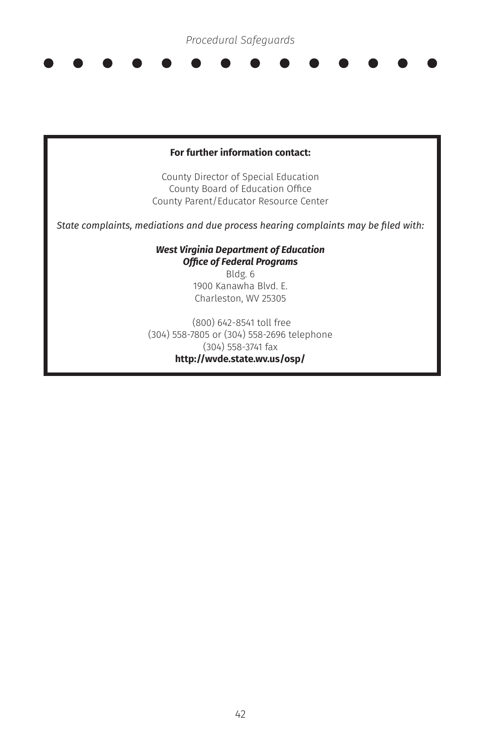**For further information contact:**

County Director of Special Education
County Board of Education Office
County Parent/Educator Resource Center

*State complaints, mediations and due process hearing complaints may be filed with:*

***West Virginia Department of Education***
***Office of Federal Programs***
Bldg. 6
1900 Kanawha Blvd. E.
Charleston, WV 25305

(800) 642-8541 toll free
(304) 558-7805 or (304) 558-2696 telephone
(304) 558-3741 fax
**http://wvde.state.wv.us/osp/**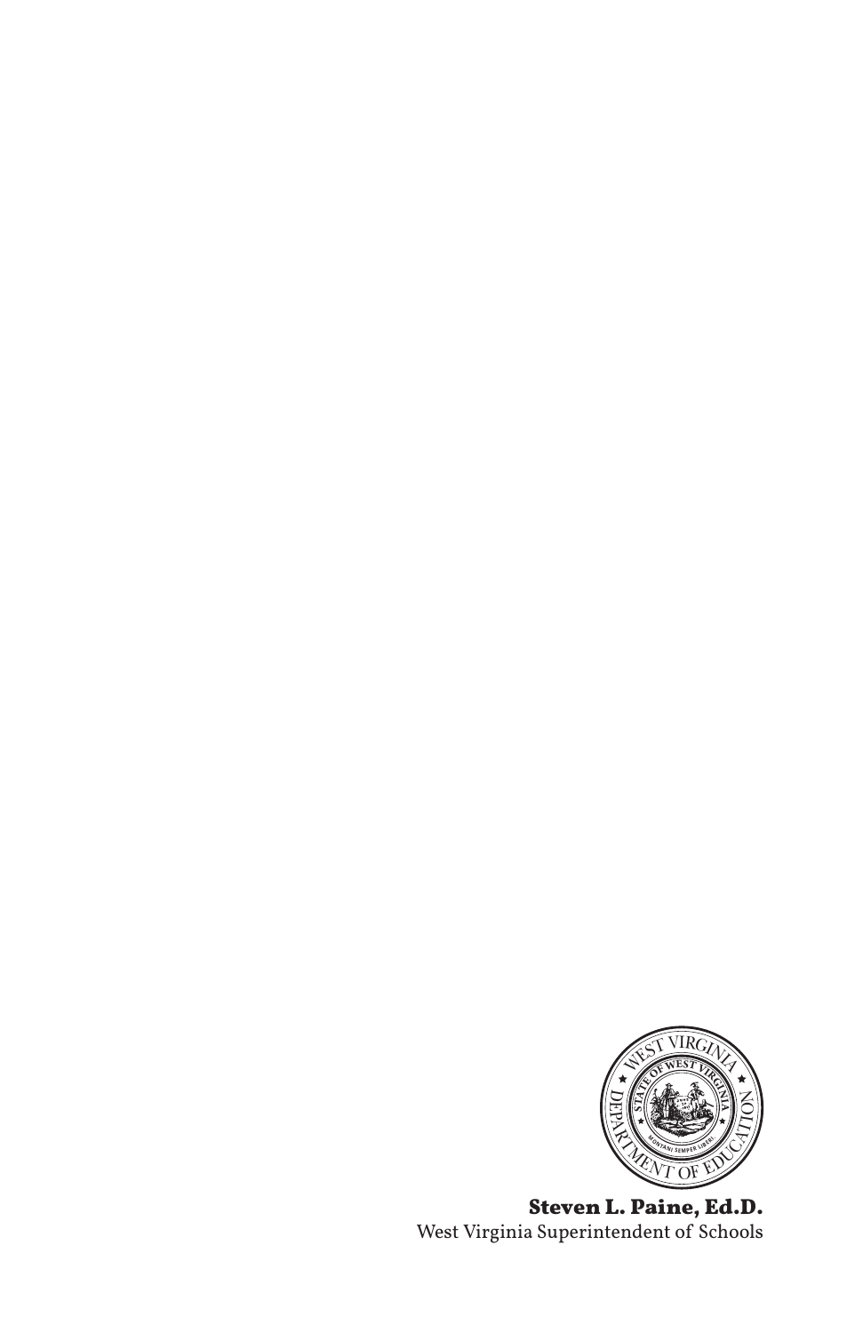**Steven L. Paine, Ed.D.**
West Virginia Superintendent of Schools